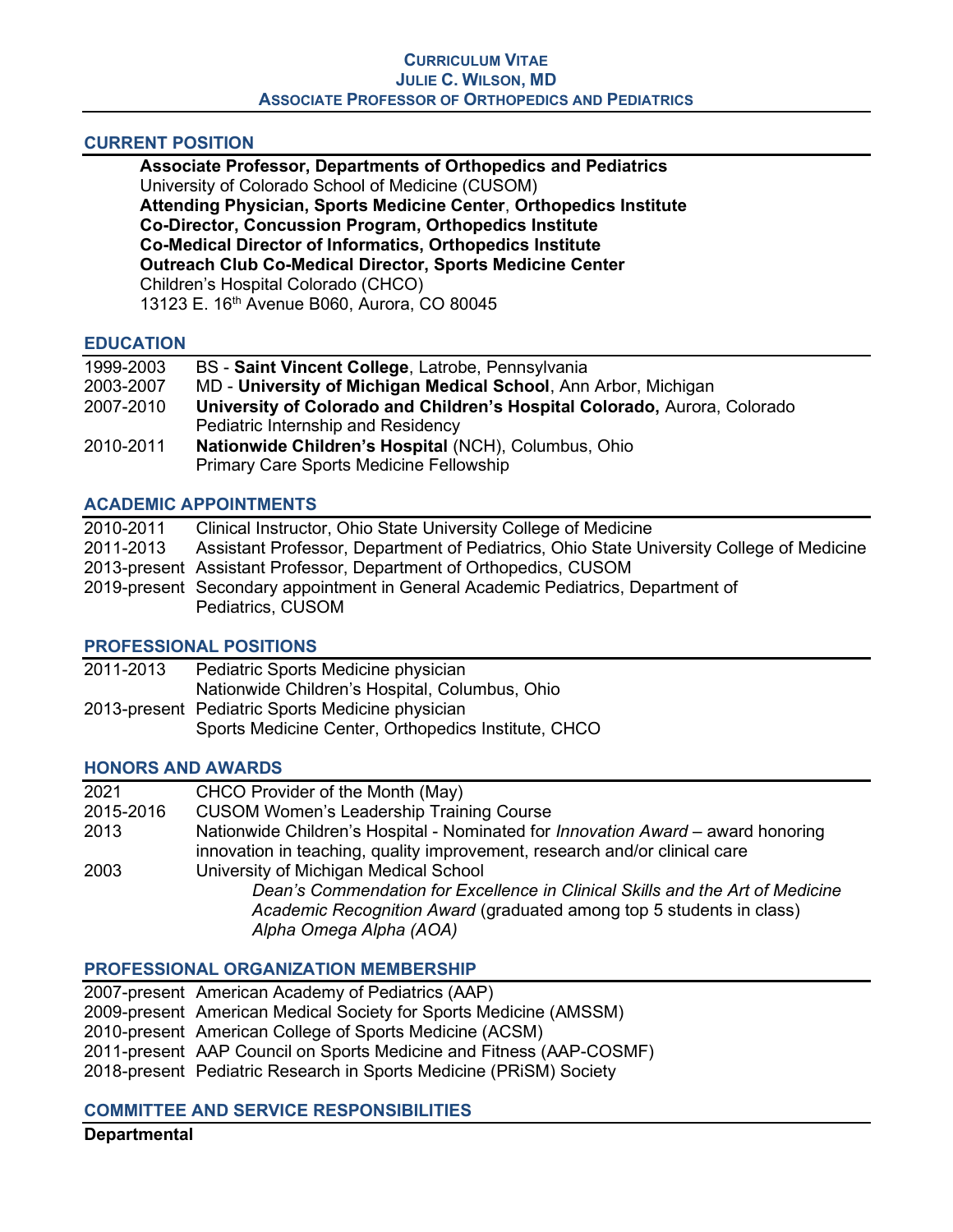# Curriculum Vitae
# Julie C. Wilson, MD
### Associate Professor of Orthopedics and Pediatrics

## CURRENT POSITION

**Associate Professor, Departments of Orthopedics and Pediatrics**
University of Colorado School of Medicine (CUSOM)
**Attending Physician, Sports Medicine Center**, **Orthopedics Institute**
**Co-Director, Concussion Program, Orthopedics Institute**
**Co-Medical Director of Informatics, Orthopedics Institute**
**Outreach Club Co-Medical Director, Sports Medicine Center**
Children's Hospital Colorado (CHCO)
13123 E. 16th Avenue B060, Aurora, CO 80045

## EDUCATION

| | |
|---|---|
| 1999-2003 | BS - **Saint Vincent College**, Latrobe, Pennsylvania |
| 2003-2007 | MD - **University of Michigan Medical School**, Ann Arbor, Michigan |
| 2007-2010 | **University of Colorado and Children's Hospital Colorado,** Aurora, Colorado<br>Pediatric Internship and Residency |
| 2010-2011 | **Nationwide Children's Hospital** (NCH), Columbus, Ohio<br>Primary Care Sports Medicine Fellowship |

## ACADEMIC APPOINTMENTS

| | |
|---|---|
| 2010-2011 | Clinical Instructor, Ohio State University College of Medicine |
| 2011-2013 | Assistant Professor, Department of Pediatrics, Ohio State University College of Medicine |
| 2013-present | Assistant Professor, Department of Orthopedics, CUSOM |
| 2019-present | Secondary appointment in General Academic Pediatrics, Department of Pediatrics, CUSOM |

## PROFESSIONAL POSITIONS

| | |
|---|---|
| 2011-2013 | Pediatric Sports Medicine physician<br>Nationwide Children's Hospital, Columbus, Ohio |
| 2013-present | Pediatric Sports Medicine physician<br>Sports Medicine Center, Orthopedics Institute, CHCO |

## HONORS AND AWARDS

| | |
|---|---|
| 2021 | CHCO Provider of the Month (May) |
| 2015-2016 | CUSOM Women's Leadership Training Course |
| 2013 | Nationwide Children's Hospital - Nominated for *Innovation Award* – award honoring innovation in teaching, quality improvement, research and/or clinical care |
| 2003 | University of Michigan Medical School<br>*Dean's Commendation for Excellence in Clinical Skills and the Art of Medicine*<br>*Academic Recognition Award* (graduated among top 5 students in class)<br>*Alpha Omega Alpha (AOA)* |

## PROFESSIONAL ORGANIZATION MEMBERSHIP

| | |
|---|---|
| 2007-present | American Academy of Pediatrics (AAP) |
| 2009-present | American Medical Society for Sports Medicine (AMSSM) |
| 2010-present | American College of Sports Medicine (ACSM) |
| 2011-present | AAP Council on Sports Medicine and Fitness (AAP-COSMF) |
| 2018-present | Pediatric Research in Sports Medicine (PRiSM) Society |

## COMMITTEE AND SERVICE RESPONSIBILITIES

**Departmental**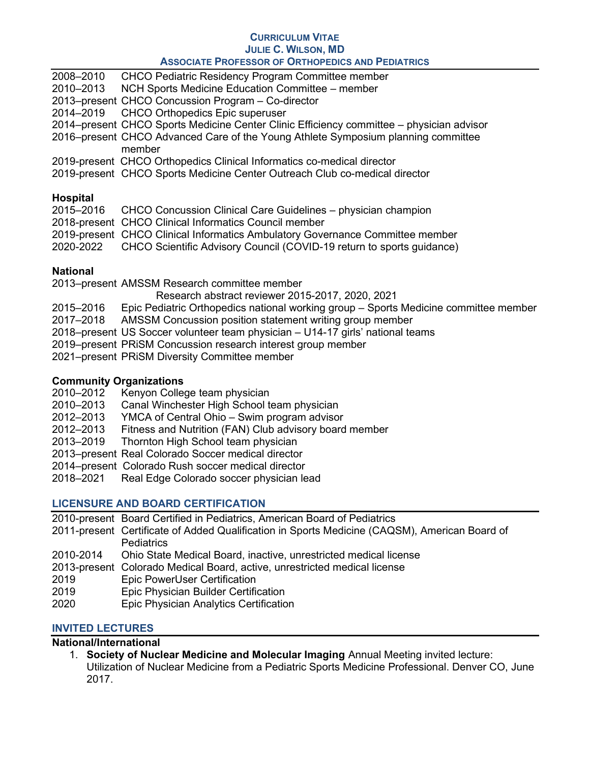2008–2010 CHCO Pediatric Residency Program Committee member
2010–2013 NCH Sports Medicine Education Committee – member
2013–present CHCO Concussion Program – Co-director
2014–2019 CHCO Orthopedics Epic superuser
2014–present CHCO Sports Medicine Center Clinic Efficiency committee – physician advisor
2016–present CHCO Advanced Care of the Young Athlete Symposium planning committee member
2019-present CHCO Orthopedics Clinical Informatics co-medical director
2019-present CHCO Sports Medicine Center Outreach Club co-medical director

**Hospital**

2015–2016 CHCO Concussion Clinical Care Guidelines – physician champion
2018-present CHCO Clinical Informatics Council member
2019-present CHCO Clinical Informatics Ambulatory Governance Committee member
2020-2022 CHCO Scientific Advisory Council (COVID-19 return to sports guidance)

**National**

2013–present AMSSM Research committee member
Research abstract reviewer 2015-2017, 2020, 2021
2015–2016 Epic Pediatric Orthopedics national working group – Sports Medicine committee member
2017–2018 AMSSM Concussion position statement writing group member
2018–present US Soccer volunteer team physician – U14-17 girls' national teams
2019–present PRiSM Concussion research interest group member
2021–present PRiSM Diversity Committee member

**Community Organizations**

2010–2012 Kenyon College team physician
2010–2013 Canal Winchester High School team physician
2012–2013 YMCA of Central Ohio – Swim program advisor
2012–2013 Fitness and Nutrition (FAN) Club advisory board member
2013–2019 Thornton High School team physician
2013–present Real Colorado Soccer medical director
2014–present Colorado Rush soccer medical director
2018–2021 Real Edge Colorado soccer physician lead

## LICENSURE AND BOARD CERTIFICATION

2010-present Board Certified in Pediatrics, American Board of Pediatrics
2011-present Certificate of Added Qualification in Sports Medicine (CAQSM), American Board of Pediatrics
2010-2014 Ohio State Medical Board, inactive, unrestricted medical license
2013-present Colorado Medical Board, active, unrestricted medical license
2019 Epic PowerUser Certification
2019 Epic Physician Builder Certification
2020 Epic Physician Analytics Certification

## INVITED LECTURES

**National/International**

1. **Society of Nuclear Medicine and Molecular Imaging** Annual Meeting invited lecture: Utilization of Nuclear Medicine from a Pediatric Sports Medicine Professional. Denver CO, June 2017.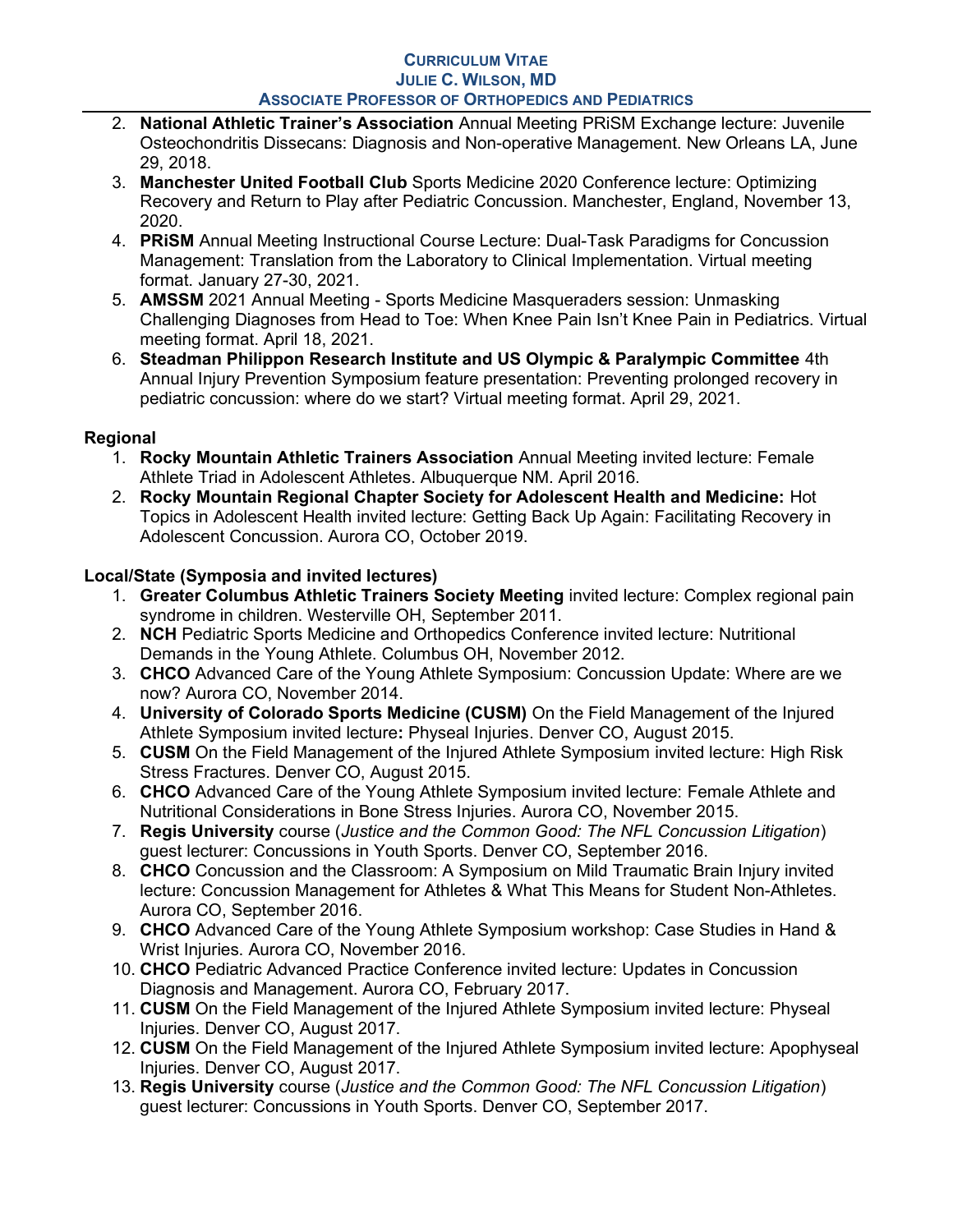2. **National Athletic Trainer's Association** Annual Meeting PRiSM Exchange lecture: Juvenile Osteochondritis Dissecans: Diagnosis and Non-operative Management. New Orleans LA, June 29, 2018.
3. **Manchester United Football Club** Sports Medicine 2020 Conference lecture: Optimizing Recovery and Return to Play after Pediatric Concussion. Manchester, England, November 13, 2020.
4. **PRiSM** Annual Meeting Instructional Course Lecture: Dual-Task Paradigms for Concussion Management: Translation from the Laboratory to Clinical Implementation. Virtual meeting format. January 27-30, 2021.
5. **AMSSM** 2021 Annual Meeting - Sports Medicine Masqueraders session: Unmasking Challenging Diagnoses from Head to Toe: When Knee Pain Isn't Knee Pain in Pediatrics. Virtual meeting format. April 18, 2021.
6. **Steadman Philippon Research Institute and US Olympic & Paralympic Committee** 4th Annual Injury Prevention Symposium feature presentation: Preventing prolonged recovery in pediatric concussion: where do we start? Virtual meeting format. April 29, 2021.

**Regional**

1. **Rocky Mountain Athletic Trainers Association** Annual Meeting invited lecture: Female Athlete Triad in Adolescent Athletes. Albuquerque NM. April 2016.
2. **Rocky Mountain Regional Chapter Society for Adolescent Health and Medicine:** Hot Topics in Adolescent Health invited lecture: Getting Back Up Again: Facilitating Recovery in Adolescent Concussion. Aurora CO, October 2019.

**Local/State (Symposia and invited lectures)**

1. **Greater Columbus Athletic Trainers Society Meeting** invited lecture: Complex regional pain syndrome in children. Westerville OH, September 2011.
2. **NCH** Pediatric Sports Medicine and Orthopedics Conference invited lecture: Nutritional Demands in the Young Athlete. Columbus OH, November 2012.
3. **CHCO** Advanced Care of the Young Athlete Symposium: Concussion Update: Where are we now? Aurora CO, November 2014.
4. **University of Colorado Sports Medicine (CUSM)** On the Field Management of the Injured Athlete Symposium invited lecture**:** Physeal Injuries. Denver CO, August 2015.
5. **CUSM** On the Field Management of the Injured Athlete Symposium invited lecture: High Risk Stress Fractures. Denver CO, August 2015.
6. **CHCO** Advanced Care of the Young Athlete Symposium invited lecture: Female Athlete and Nutritional Considerations in Bone Stress Injuries. Aurora CO, November 2015.
7. **Regis University** course (*Justice and the Common Good: The NFL Concussion Litigation*) guest lecturer: Concussions in Youth Sports. Denver CO, September 2016.
8. **CHCO** Concussion and the Classroom: A Symposium on Mild Traumatic Brain Injury invited lecture: Concussion Management for Athletes & What This Means for Student Non-Athletes. Aurora CO, September 2016.
9. **CHCO** Advanced Care of the Young Athlete Symposium workshop: Case Studies in Hand & Wrist Injuries. Aurora CO, November 2016.
10. **CHCO** Pediatric Advanced Practice Conference invited lecture: Updates in Concussion Diagnosis and Management. Aurora CO, February 2017.
11. **CUSM** On the Field Management of the Injured Athlete Symposium invited lecture: Physeal Injuries. Denver CO, August 2017.
12. **CUSM** On the Field Management of the Injured Athlete Symposium invited lecture: Apophyseal Injuries. Denver CO, August 2017.
13. **Regis University** course (*Justice and the Common Good: The NFL Concussion Litigation*) guest lecturer: Concussions in Youth Sports. Denver CO, September 2017.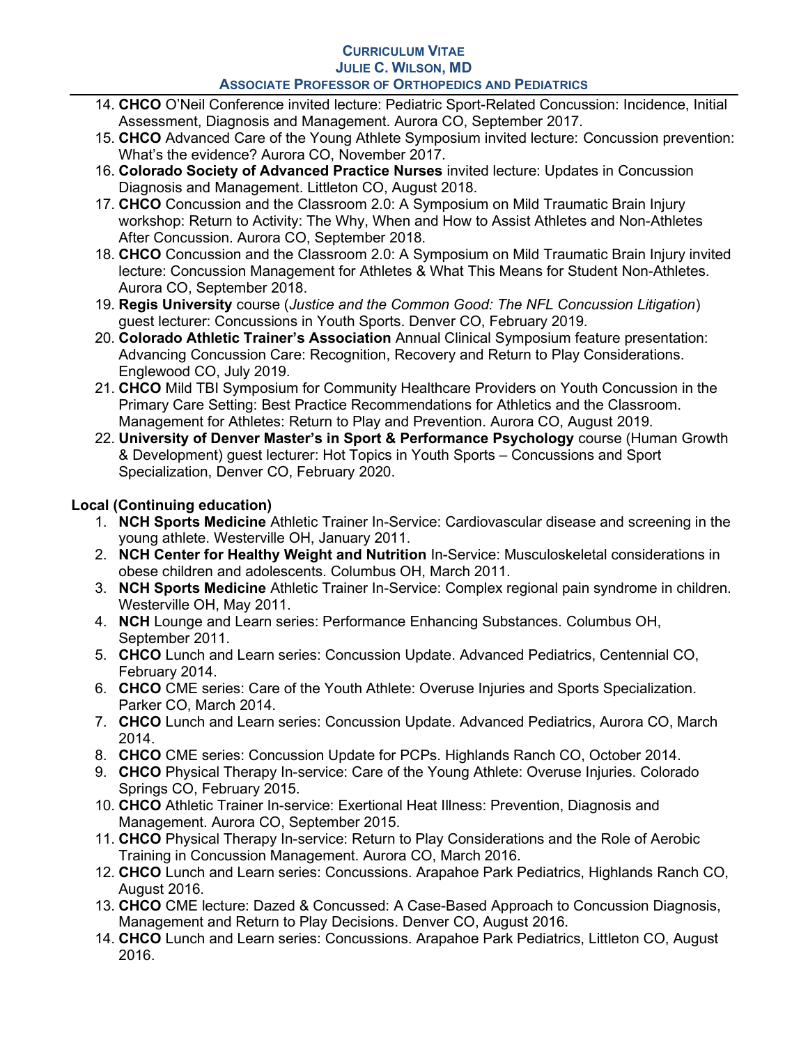14. **CHCO** O'Neil Conference invited lecture: Pediatric Sport-Related Concussion: Incidence, Initial Assessment, Diagnosis and Management. Aurora CO, September 2017.
15. **CHCO** Advanced Care of the Young Athlete Symposium invited lecture: Concussion prevention: What's the evidence? Aurora CO, November 2017.
16. **Colorado Society of Advanced Practice Nurses** invited lecture: Updates in Concussion Diagnosis and Management. Littleton CO, August 2018.
17. **CHCO** Concussion and the Classroom 2.0: A Symposium on Mild Traumatic Brain Injury workshop: Return to Activity: The Why, When and How to Assist Athletes and Non-Athletes After Concussion. Aurora CO, September 2018.
18. **CHCO** Concussion and the Classroom 2.0: A Symposium on Mild Traumatic Brain Injury invited lecture: Concussion Management for Athletes & What This Means for Student Non-Athletes. Aurora CO, September 2018.
19. **Regis University** course (*Justice and the Common Good: The NFL Concussion Litigation*) guest lecturer: Concussions in Youth Sports. Denver CO, February 2019.
20. **Colorado Athletic Trainer's Association** Annual Clinical Symposium feature presentation: Advancing Concussion Care: Recognition, Recovery and Return to Play Considerations. Englewood CO, July 2019.
21. **CHCO** Mild TBI Symposium for Community Healthcare Providers on Youth Concussion in the Primary Care Setting: Best Practice Recommendations for Athletics and the Classroom. Management for Athletes: Return to Play and Prevention. Aurora CO, August 2019.
22. **University of Denver Master's in Sport & Performance Psychology** course (Human Growth & Development) guest lecturer: Hot Topics in Youth Sports – Concussions and Sport Specialization, Denver CO, February 2020.

**Local (Continuing education)**

1. **NCH Sports Medicine** Athletic Trainer In-Service: Cardiovascular disease and screening in the young athlete. Westerville OH, January 2011.
2. **NCH Center for Healthy Weight and Nutrition** In-Service: Musculoskeletal considerations in obese children and adolescents. Columbus OH, March 2011.
3. **NCH Sports Medicine** Athletic Trainer In-Service: Complex regional pain syndrome in children. Westerville OH, May 2011.
4. **NCH** Lounge and Learn series: Performance Enhancing Substances. Columbus OH, September 2011.
5. **CHCO** Lunch and Learn series: Concussion Update. Advanced Pediatrics, Centennial CO, February 2014.
6. **CHCO** CME series: Care of the Youth Athlete: Overuse Injuries and Sports Specialization. Parker CO, March 2014.
7. **CHCO** Lunch and Learn series: Concussion Update. Advanced Pediatrics, Aurora CO, March 2014.
8. **CHCO** CME series: Concussion Update for PCPs. Highlands Ranch CO, October 2014.
9. **CHCO** Physical Therapy In-service: Care of the Young Athlete: Overuse Injuries. Colorado Springs CO, February 2015.
10. **CHCO** Athletic Trainer In-service: Exertional Heat Illness: Prevention, Diagnosis and Management. Aurora CO, September 2015.
11. **CHCO** Physical Therapy In-service: Return to Play Considerations and the Role of Aerobic Training in Concussion Management. Aurora CO, March 2016.
12. **CHCO** Lunch and Learn series: Concussions. Arapahoe Park Pediatrics, Highlands Ranch CO, August 2016.
13. **CHCO** CME lecture: Dazed & Concussed: A Case-Based Approach to Concussion Diagnosis, Management and Return to Play Decisions. Denver CO, August 2016.
14. **CHCO** Lunch and Learn series: Concussions. Arapahoe Park Pediatrics, Littleton CO, August 2016.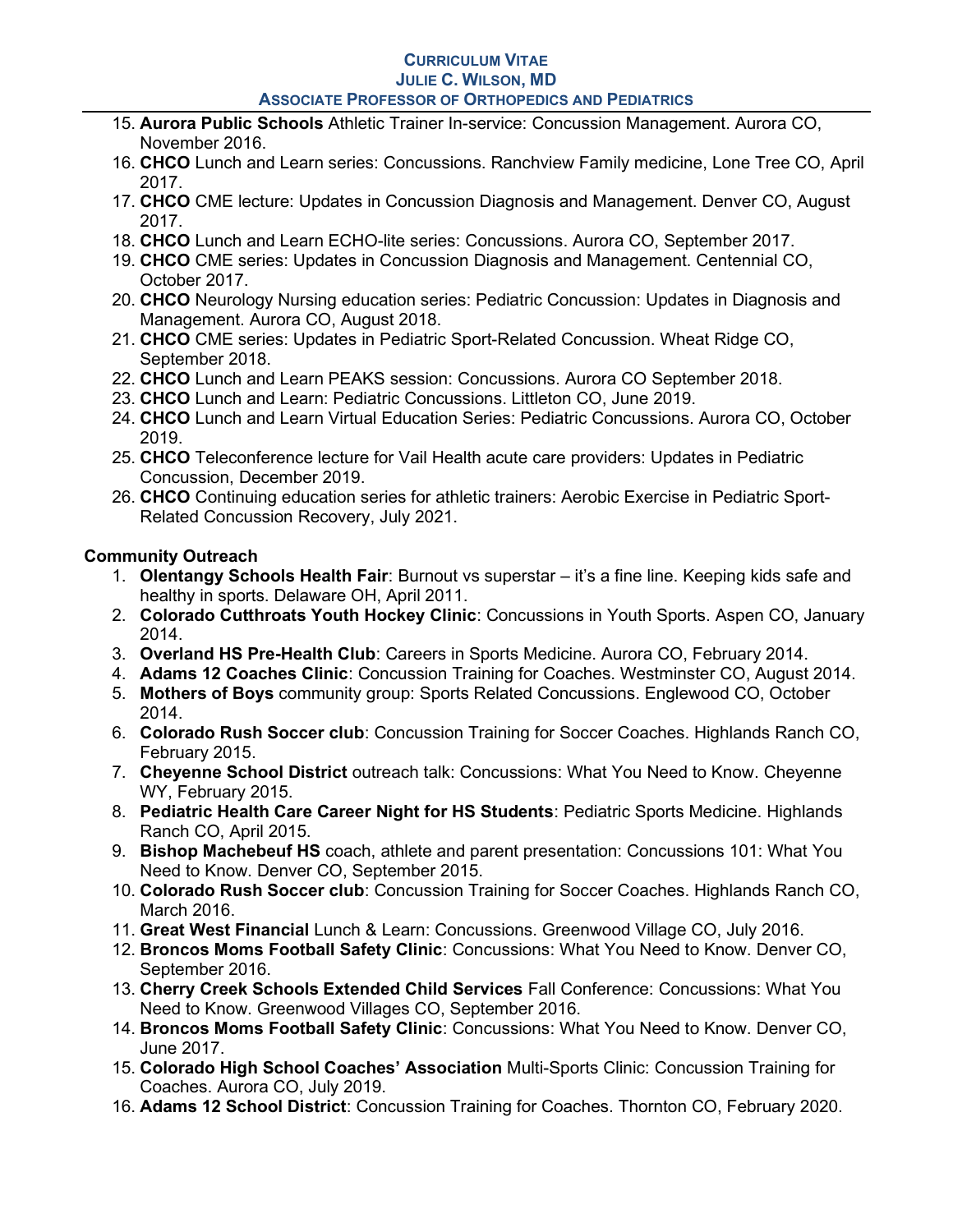15. **Aurora Public Schools** Athletic Trainer In-service: Concussion Management. Aurora CO, November 2016.
16. **CHCO** Lunch and Learn series: Concussions. Ranchview Family medicine, Lone Tree CO, April 2017.
17. **CHCO** CME lecture: Updates in Concussion Diagnosis and Management. Denver CO, August 2017.
18. **CHCO** Lunch and Learn ECHO-lite series: Concussions. Aurora CO, September 2017.
19. **CHCO** CME series: Updates in Concussion Diagnosis and Management. Centennial CO, October 2017.
20. **CHCO** Neurology Nursing education series: Pediatric Concussion: Updates in Diagnosis and Management. Aurora CO, August 2018.
21. **CHCO** CME series: Updates in Pediatric Sport-Related Concussion. Wheat Ridge CO, September 2018.
22. **CHCO** Lunch and Learn PEAKS session: Concussions. Aurora CO September 2018.
23. **CHCO** Lunch and Learn: Pediatric Concussions. Littleton CO, June 2019.
24. **CHCO** Lunch and Learn Virtual Education Series: Pediatric Concussions. Aurora CO, October 2019.
25. **CHCO** Teleconference lecture for Vail Health acute care providers: Updates in Pediatric Concussion, December 2019.
26. **CHCO** Continuing education series for athletic trainers: Aerobic Exercise in Pediatric Sport-Related Concussion Recovery, July 2021.

**Community Outreach**

1. **Olentangy Schools Health Fair**: Burnout vs superstar – it's a fine line. Keeping kids safe and healthy in sports. Delaware OH, April 2011.
2. **Colorado Cutthroats Youth Hockey Clinic**: Concussions in Youth Sports. Aspen CO, January 2014.
3. **Overland HS Pre-Health Club**: Careers in Sports Medicine. Aurora CO, February 2014.
4. **Adams 12 Coaches Clinic**: Concussion Training for Coaches. Westminster CO, August 2014.
5. **Mothers of Boys** community group: Sports Related Concussions. Englewood CO, October 2014.
6. **Colorado Rush Soccer club**: Concussion Training for Soccer Coaches. Highlands Ranch CO, February 2015.
7. **Cheyenne School District** outreach talk: Concussions: What You Need to Know. Cheyenne WY, February 2015.
8. **Pediatric Health Care Career Night for HS Students**: Pediatric Sports Medicine. Highlands Ranch CO, April 2015.
9. **Bishop Machebeuf HS** coach, athlete and parent presentation: Concussions 101: What You Need to Know. Denver CO, September 2015.
10. **Colorado Rush Soccer club**: Concussion Training for Soccer Coaches. Highlands Ranch CO, March 2016.
11. **Great West Financial** Lunch & Learn: Concussions. Greenwood Village CO, July 2016.
12. **Broncos Moms Football Safety Clinic**: Concussions: What You Need to Know. Denver CO, September 2016.
13. **Cherry Creek Schools Extended Child Services** Fall Conference: Concussions: What You Need to Know. Greenwood Villages CO, September 2016.
14. **Broncos Moms Football Safety Clinic**: Concussions: What You Need to Know. Denver CO, June 2017.
15. **Colorado High School Coaches' Association** Multi-Sports Clinic: Concussion Training for Coaches. Aurora CO, July 2019.
16. **Adams 12 School District**: Concussion Training for Coaches. Thornton CO, February 2020.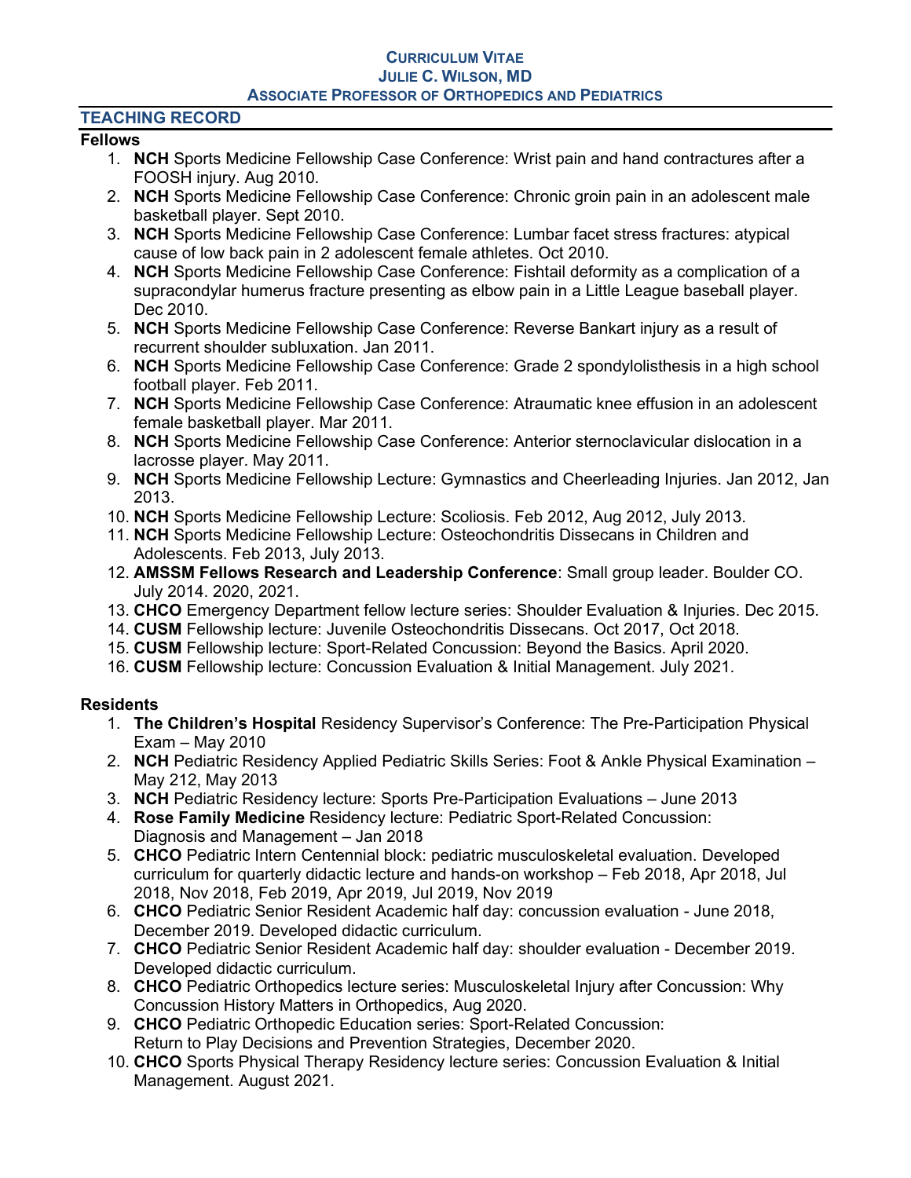# CURRICULUM VITAE
## JULIE C. WILSON, MD
### ASSOCIATE PROFESSOR OF ORTHOPEDICS AND PEDIATRICS

## TEACHING RECORD

### Fellows

1. **NCH** Sports Medicine Fellowship Case Conference: Wrist pain and hand contractures after a FOOSH injury. Aug 2010.
2. **NCH** Sports Medicine Fellowship Case Conference: Chronic groin pain in an adolescent male basketball player. Sept 2010.
3. **NCH** Sports Medicine Fellowship Case Conference: Lumbar facet stress fractures: atypical cause of low back pain in 2 adolescent female athletes. Oct 2010.
4. **NCH** Sports Medicine Fellowship Case Conference: Fishtail deformity as a complication of a supracondylar humerus fracture presenting as elbow pain in a Little League baseball player. Dec 2010.
5. **NCH** Sports Medicine Fellowship Case Conference: Reverse Bankart injury as a result of recurrent shoulder subluxation. Jan 2011.
6. **NCH** Sports Medicine Fellowship Case Conference: Grade 2 spondylolisthesis in a high school football player. Feb 2011.
7. **NCH** Sports Medicine Fellowship Case Conference: Atraumatic knee effusion in an adolescent female basketball player. Mar 2011.
8. **NCH** Sports Medicine Fellowship Case Conference: Anterior sternoclavicular dislocation in a lacrosse player. May 2011.
9. **NCH** Sports Medicine Fellowship Lecture: Gymnastics and Cheerleading Injuries. Jan 2012, Jan 2013.
10. **NCH** Sports Medicine Fellowship Lecture: Scoliosis. Feb 2012, Aug 2012, July 2013.
11. **NCH** Sports Medicine Fellowship Lecture: Osteochondritis Dissecans in Children and Adolescents. Feb 2013, July 2013.
12. **AMSSM Fellows Research and Leadership Conference**: Small group leader. Boulder CO. July 2014. 2020, 2021.
13. **CHCO** Emergency Department fellow lecture series: Shoulder Evaluation & Injuries. Dec 2015.
14. **CUSM** Fellowship lecture: Juvenile Osteochondritis Dissecans. Oct 2017, Oct 2018.
15. **CUSM** Fellowship lecture: Sport-Related Concussion: Beyond the Basics. April 2020.
16. **CUSM** Fellowship lecture: Concussion Evaluation & Initial Management. July 2021.

### Residents

1. **The Children's Hospital** Residency Supervisor's Conference: The Pre-Participation Physical Exam – May 2010
2. **NCH** Pediatric Residency Applied Pediatric Skills Series: Foot & Ankle Physical Examination – May 212, May 2013
3. **NCH** Pediatric Residency lecture: Sports Pre-Participation Evaluations – June 2013
4. **Rose Family Medicine** Residency lecture: Pediatric Sport-Related Concussion: Diagnosis and Management – Jan 2018
5. **CHCO** Pediatric Intern Centennial block: pediatric musculoskeletal evaluation. Developed curriculum for quarterly didactic lecture and hands-on workshop – Feb 2018, Apr 2018, Jul 2018, Nov 2018, Feb 2019, Apr 2019, Jul 2019, Nov 2019
6. **CHCO** Pediatric Senior Resident Academic half day: concussion evaluation - June 2018, December 2019. Developed didactic curriculum.
7. **CHCO** Pediatric Senior Resident Academic half day: shoulder evaluation - December 2019. Developed didactic curriculum.
8. **CHCO** Pediatric Orthopedics lecture series: Musculoskeletal Injury after Concussion: Why Concussion History Matters in Orthopedics, Aug 2020.
9. **CHCO** Pediatric Orthopedic Education series: Sport-Related Concussion: Return to Play Decisions and Prevention Strategies, December 2020.
10. **CHCO** Sports Physical Therapy Residency lecture series: Concussion Evaluation & Initial Management. August 2021.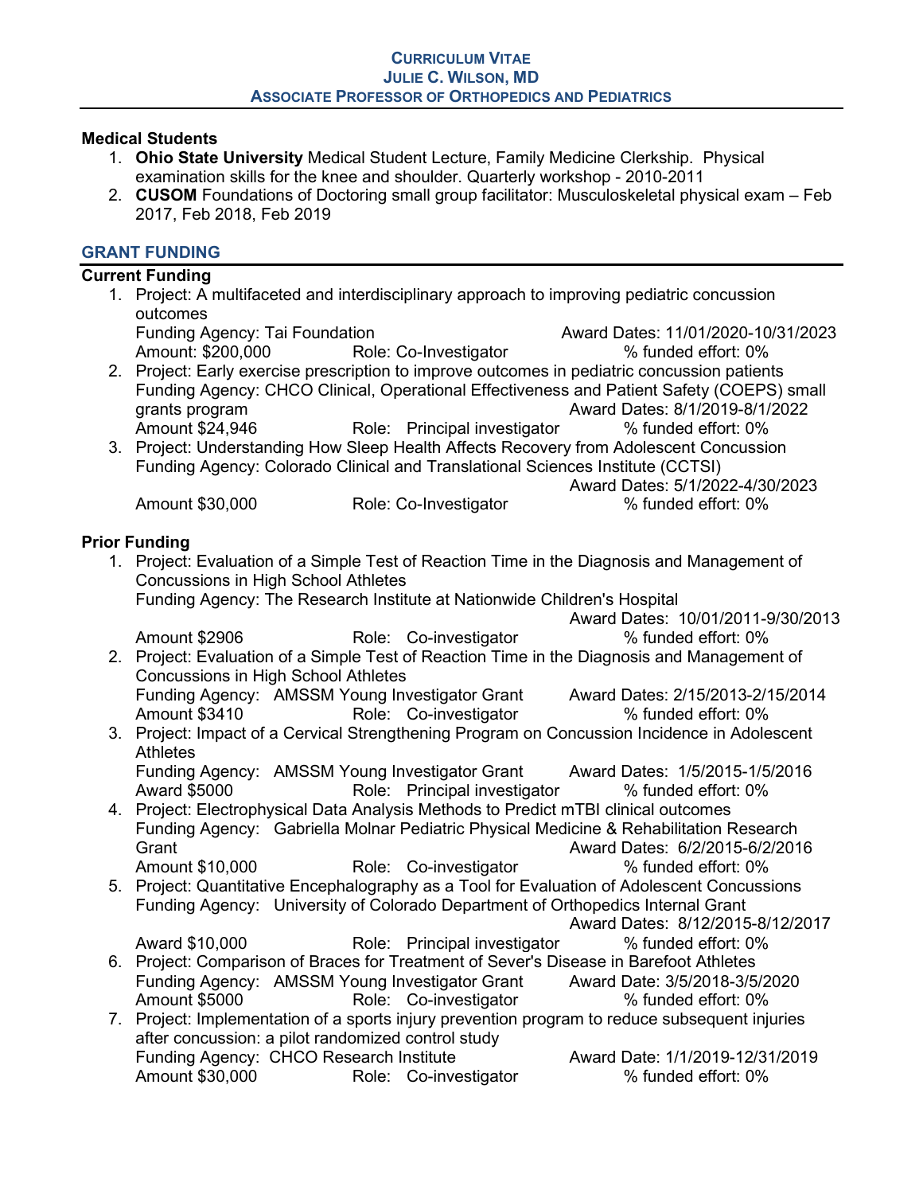### Medical Students

1. **Ohio State University** Medical Student Lecture, Family Medicine Clerkship. Physical examination skills for the knee and shoulder. Quarterly workshop - 2010-2011
2. **CUSOM** Foundations of Doctoring small group facilitator: Musculoskeletal physical exam – Feb 2017, Feb 2018, Feb 2019

## GRANT FUNDING

### Current Funding

1. Project: A multifaceted and interdisciplinary approach to improving pediatric concussion outcomes
   Funding Agency: Tai Foundation Award Dates: 11/01/2020-10/31/2023
   Amount: $200,000 Role: Co-Investigator % funded effort: 0%
2. Project: Early exercise prescription to improve outcomes in pediatric concussion patients
   Funding Agency: CHCO Clinical, Operational Effectiveness and Patient Safety (COEPS) small grants program Award Dates: 8/1/2019-8/1/2022
   Amount $24,946 Role: Principal investigator % funded effort: 0%
3. Project: Understanding How Sleep Health Affects Recovery from Adolescent Concussion
   Funding Agency: Colorado Clinical and Translational Sciences Institute (CCTSI)
   Award Dates: 5/1/2022-4/30/2023
   Amount $30,000 Role: Co-Investigator % funded effort: 0%

### Prior Funding

1. Project: Evaluation of a Simple Test of Reaction Time in the Diagnosis and Management of Concussions in High School Athletes
   Funding Agency: The Research Institute at Nationwide Children's Hospital
   Award Dates: 10/01/2011-9/30/2013
   Amount $2906 Role: Co-investigator % funded effort: 0%
2. Project: Evaluation of a Simple Test of Reaction Time in the Diagnosis and Management of Concussions in High School Athletes
   Funding Agency: AMSSM Young Investigator Grant Award Dates: 2/15/2013-2/15/2014
   Amount $3410 Role: Co-investigator % funded effort: 0%
3. Project: Impact of a Cervical Strengthening Program on Concussion Incidence in Adolescent Athletes
   Funding Agency: AMSSM Young Investigator Grant Award Dates: 1/5/2015-1/5/2016
   Award $5000 Role: Principal investigator % funded effort: 0%
4. Project: Electrophysical Data Analysis Methods to Predict mTBI clinical outcomes
   Funding Agency: Gabriella Molnar Pediatric Physical Medicine & Rehabilitation Research Grant Award Dates: 6/2/2015-6/2/2016
   Amount $10,000 Role: Co-investigator % funded effort: 0%
5. Project: Quantitative Encephalography as a Tool for Evaluation of Adolescent Concussions
   Funding Agency: University of Colorado Department of Orthopedics Internal Grant
   Award Dates: 8/12/2015-8/12/2017
   Award $10,000 Role: Principal investigator % funded effort: 0%
6. Project: Comparison of Braces for Treatment of Sever's Disease in Barefoot Athletes
   Funding Agency: AMSSM Young Investigator Grant Award Date: 3/5/2018-3/5/2020
   Amount $5000 Role: Co-investigator % funded effort: 0%
7. Project: Implementation of a sports injury prevention program to reduce subsequent injuries after concussion: a pilot randomized control study
   Funding Agency: CHCO Research Institute Award Date: 1/1/2019-12/31/2019
   Amount $30,000 Role: Co-investigator % funded effort: 0%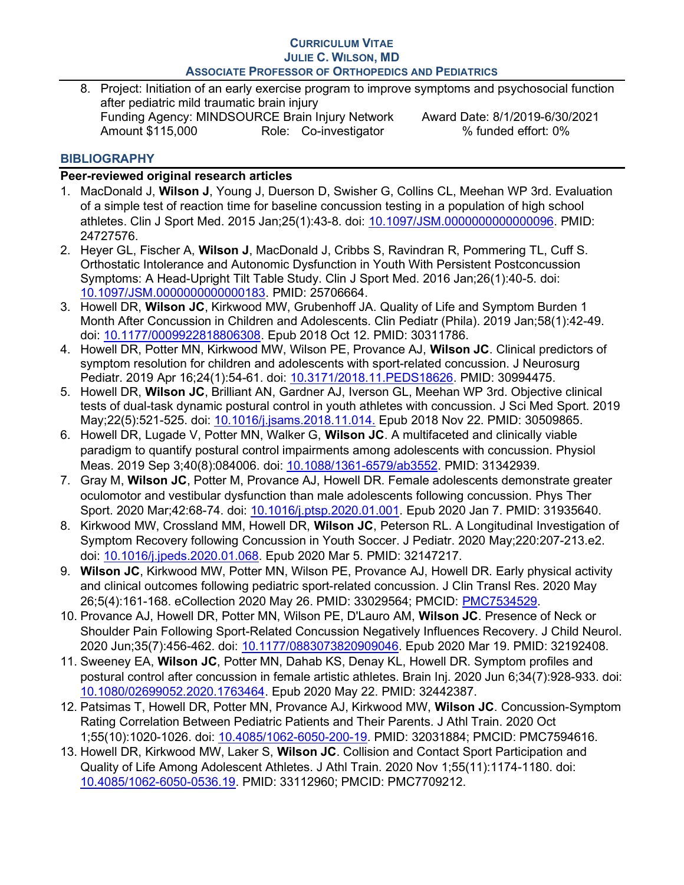8. Project: Initiation of an early exercise program to improve symptoms and psychosocial function after pediatric mild traumatic brain injury
   Funding Agency: MINDSOURCE Brain Injury Network Award Date: 8/1/2019-6/30/2021
   Amount $115,000 Role: Co-investigator % funded effort: 0%

## BIBLIOGRAPHY

**Peer-reviewed original research articles**

1. MacDonald J, **Wilson J**, Young J, Duerson D, Swisher G, Collins CL, Meehan WP 3rd. Evaluation of a simple test of reaction time for baseline concussion testing in a population of high school athletes. Clin J Sport Med. 2015 Jan;25(1):43-8. doi: 10.1097/JSM.0000000000000096. PMID: 24727576.
2. Heyer GL, Fischer A, **Wilson J**, MacDonald J, Cribbs S, Ravindran R, Pommering TL, Cuff S. Orthostatic Intolerance and Autonomic Dysfunction in Youth With Persistent Postconcussion Symptoms: A Head-Upright Tilt Table Study. Clin J Sport Med. 2016 Jan;26(1):40-5. doi: 10.1097/JSM.0000000000000183. PMID: 25706664.
3. Howell DR, **Wilson JC**, Kirkwood MW, Grubenhoff JA. Quality of Life and Symptom Burden 1 Month After Concussion in Children and Adolescents. Clin Pediatr (Phila). 2019 Jan;58(1):42-49. doi: 10.1177/0009922818806308. Epub 2018 Oct 12. PMID: 30311786.
4. Howell DR, Potter MN, Kirkwood MW, Wilson PE, Provance AJ, **Wilson JC**. Clinical predictors of symptom resolution for children and adolescents with sport-related concussion. J Neurosurg Pediatr. 2019 Apr 16;24(1):54-61. doi: 10.3171/2018.11.PEDS18626. PMID: 30994475.
5. Howell DR, **Wilson JC**, Brilliant AN, Gardner AJ, Iverson GL, Meehan WP 3rd. Objective clinical tests of dual-task dynamic postural control in youth athletes with concussion. J Sci Med Sport. 2019 May;22(5):521-525. doi: 10.1016/j.jsams.2018.11.014. Epub 2018 Nov 22. PMID: 30509865.
6. Howell DR, Lugade V, Potter MN, Walker G, **Wilson JC**. A multifaceted and clinically viable paradigm to quantify postural control impairments among adolescents with concussion. Physiol Meas. 2019 Sep 3;40(8):084006. doi: 10.1088/1361-6579/ab3552. PMID: 31342939.
7. Gray M, **Wilson JC**, Potter M, Provance AJ, Howell DR. Female adolescents demonstrate greater oculomotor and vestibular dysfunction than male adolescents following concussion. Phys Ther Sport. 2020 Mar;42:68-74. doi: 10.1016/j.ptsp.2020.01.001. Epub 2020 Jan 7. PMID: 31935640.
8. Kirkwood MW, Crossland MM, Howell DR, **Wilson JC**, Peterson RL. A Longitudinal Investigation of Symptom Recovery following Concussion in Youth Soccer. J Pediatr. 2020 May;220:207-213.e2. doi: 10.1016/j.jpeds.2020.01.068. Epub 2020 Mar 5. PMID: 32147217.
9. **Wilson JC**, Kirkwood MW, Potter MN, Wilson PE, Provance AJ, Howell DR. Early physical activity and clinical outcomes following pediatric sport-related concussion. J Clin Transl Res. 2020 May 26;5(4):161-168. eCollection 2020 May 26. PMID: 33029564; PMCID: PMC7534529.
10. Provance AJ, Howell DR, Potter MN, Wilson PE, D'Lauro AM, **Wilson JC**. Presence of Neck or Shoulder Pain Following Sport-Related Concussion Negatively Influences Recovery. J Child Neurol. 2020 Jun;35(7):456-462. doi: 10.1177/0883073820909046. Epub 2020 Mar 19. PMID: 32192408.
11. Sweeney EA, **Wilson JC**, Potter MN, Dahab KS, Denay KL, Howell DR. Symptom profiles and postural control after concussion in female artistic athletes. Brain Inj. 2020 Jun 6;34(7):928-933. doi: 10.1080/02699052.2020.1763464. Epub 2020 May 22. PMID: 32442387.
12. Patsimas T, Howell DR, Potter MN, Provance AJ, Kirkwood MW, **Wilson JC**. Concussion-Symptom Rating Correlation Between Pediatric Patients and Their Parents. J Athl Train. 2020 Oct 1;55(10):1020-1026. doi: 10.4085/1062-6050-200-19. PMID: 32031884; PMCID: PMC7594616.
13. Howell DR, Kirkwood MW, Laker S, **Wilson JC**. Collision and Contact Sport Participation and Quality of Life Among Adolescent Athletes. J Athl Train. 2020 Nov 1;55(11):1174-1180. doi: 10.4085/1062-6050-0536.19. PMID: 33112960; PMCID: PMC7709212.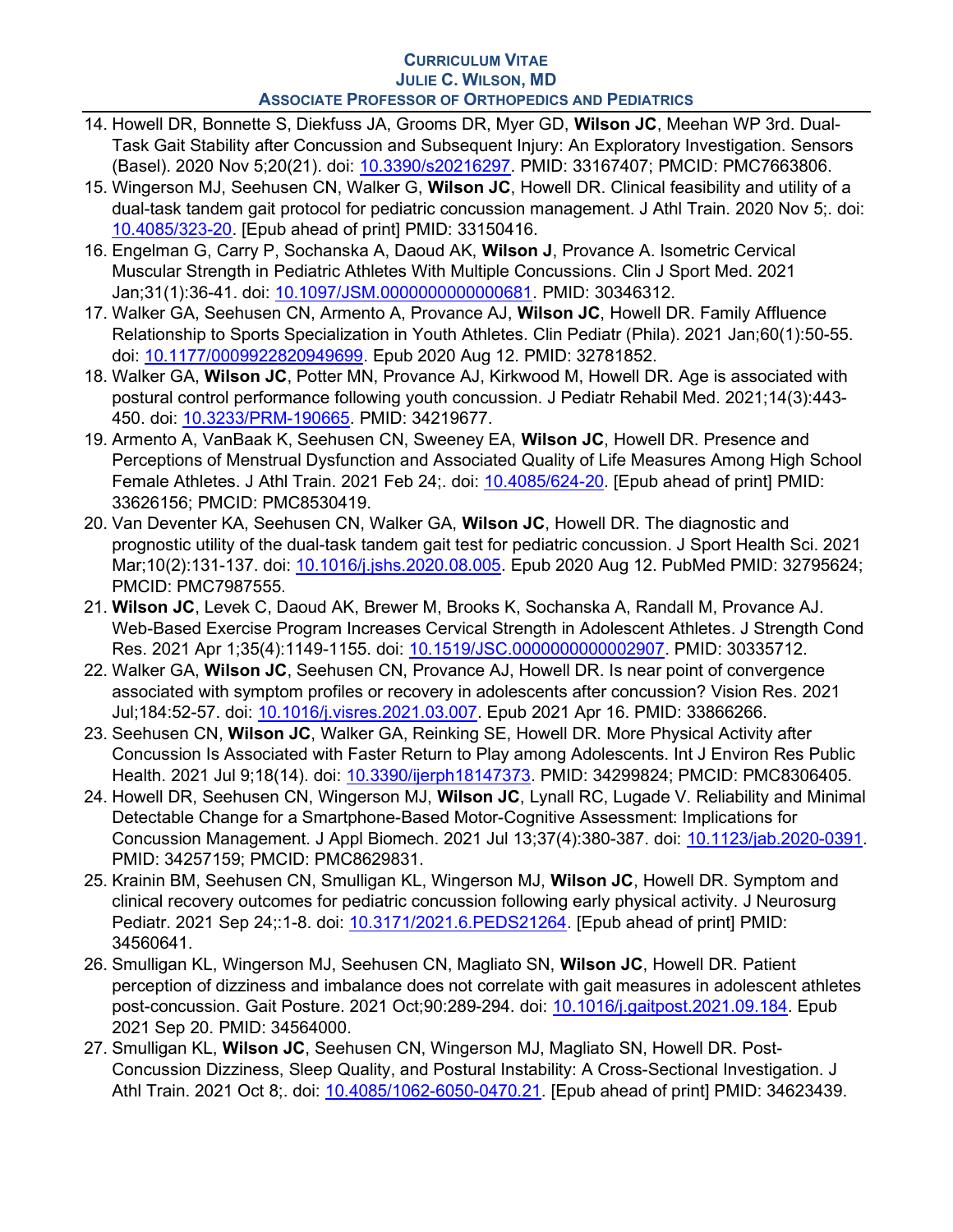14. Howell DR, Bonnette S, Diekfuss JA, Grooms DR, Myer GD, **Wilson JC**, Meehan WP 3rd. Dual-Task Gait Stability after Concussion and Subsequent Injury: An Exploratory Investigation. Sensors (Basel). 2020 Nov 5;20(21). doi: 10.3390/s20216297. PMID: 33167407; PMCID: PMC7663806.
15. Wingerson MJ, Seehusen CN, Walker G, **Wilson JC**, Howell DR. Clinical feasibility and utility of a dual-task tandem gait protocol for pediatric concussion management. J Athl Train. 2020 Nov 5;. doi: 10.4085/323-20. [Epub ahead of print] PMID: 33150416.
16. Engelman G, Carry P, Sochanska A, Daoud AK, **Wilson J**, Provance A. Isometric Cervical Muscular Strength in Pediatric Athletes With Multiple Concussions. Clin J Sport Med. 2021 Jan;31(1):36-41. doi: 10.1097/JSM.0000000000000681. PMID: 30346312.
17. Walker GA, Seehusen CN, Armento A, Provance AJ, **Wilson JC**, Howell DR. Family Affluence Relationship to Sports Specialization in Youth Athletes. Clin Pediatr (Phila). 2021 Jan;60(1):50-55. doi: 10.1177/0009922820949699. Epub 2020 Aug 12. PMID: 32781852.
18. Walker GA, **Wilson JC**, Potter MN, Provance AJ, Kirkwood M, Howell DR. Age is associated with postural control performance following youth concussion. J Pediatr Rehabil Med. 2021;14(3):443-450. doi: 10.3233/PRM-190665. PMID: 34219677.
19. Armento A, VanBaak K, Seehusen CN, Sweeney EA, **Wilson JC**, Howell DR. Presence and Perceptions of Menstrual Dysfunction and Associated Quality of Life Measures Among High School Female Athletes. J Athl Train. 2021 Feb 24;. doi: 10.4085/624-20. [Epub ahead of print] PMID: 33626156; PMCID: PMC8530419.
20. Van Deventer KA, Seehusen CN, Walker GA, **Wilson JC**, Howell DR. The diagnostic and prognostic utility of the dual-task tandem gait test for pediatric concussion. J Sport Health Sci. 2021 Mar;10(2):131-137. doi: 10.1016/j.jshs.2020.08.005. Epub 2020 Aug 12. PubMed PMID: 32795624; PMCID: PMC7987555.
21. **Wilson JC**, Levek C, Daoud AK, Brewer M, Brooks K, Sochanska A, Randall M, Provance AJ. Web-Based Exercise Program Increases Cervical Strength in Adolescent Athletes. J Strength Cond Res. 2021 Apr 1;35(4):1149-1155. doi: 10.1519/JSC.0000000000002907. PMID: 30335712.
22. Walker GA, **Wilson JC**, Seehusen CN, Provance AJ, Howell DR. Is near point of convergence associated with symptom profiles or recovery in adolescents after concussion? Vision Res. 2021 Jul;184:52-57. doi: 10.1016/j.visres.2021.03.007. Epub 2021 Apr 16. PMID: 33866266.
23. Seehusen CN, **Wilson JC**, Walker GA, Reinking SE, Howell DR. More Physical Activity after Concussion Is Associated with Faster Return to Play among Adolescents. Int J Environ Res Public Health. 2021 Jul 9;18(14). doi: 10.3390/ijerph18147373. PMID: 34299824; PMCID: PMC8306405.
24. Howell DR, Seehusen CN, Wingerson MJ, **Wilson JC**, Lynall RC, Lugade V. Reliability and Minimal Detectable Change for a Smartphone-Based Motor-Cognitive Assessment: Implications for Concussion Management. J Appl Biomech. 2021 Jul 13;37(4):380-387. doi: 10.1123/jab.2020-0391. PMID: 34257159; PMCID: PMC8629831.
25. Krainin BM, Seehusen CN, Smulligan KL, Wingerson MJ, **Wilson JC**, Howell DR. Symptom and clinical recovery outcomes for pediatric concussion following early physical activity. J Neurosurg Pediatr. 2021 Sep 24;:1-8. doi: 10.3171/2021.6.PEDS21264. [Epub ahead of print] PMID: 34560641.
26. Smulligan KL, Wingerson MJ, Seehusen CN, Magliato SN, **Wilson JC**, Howell DR. Patient perception of dizziness and imbalance does not correlate with gait measures in adolescent athletes post-concussion. Gait Posture. 2021 Oct;90:289-294. doi: 10.1016/j.gaitpost.2021.09.184. Epub 2021 Sep 20. PMID: 34564000.
27. Smulligan KL, **Wilson JC**, Seehusen CN, Wingerson MJ, Magliato SN, Howell DR. Post-Concussion Dizziness, Sleep Quality, and Postural Instability: A Cross-Sectional Investigation. J Athl Train. 2021 Oct 8;. doi: 10.4085/1062-6050-0470.21. [Epub ahead of print] PMID: 34623439.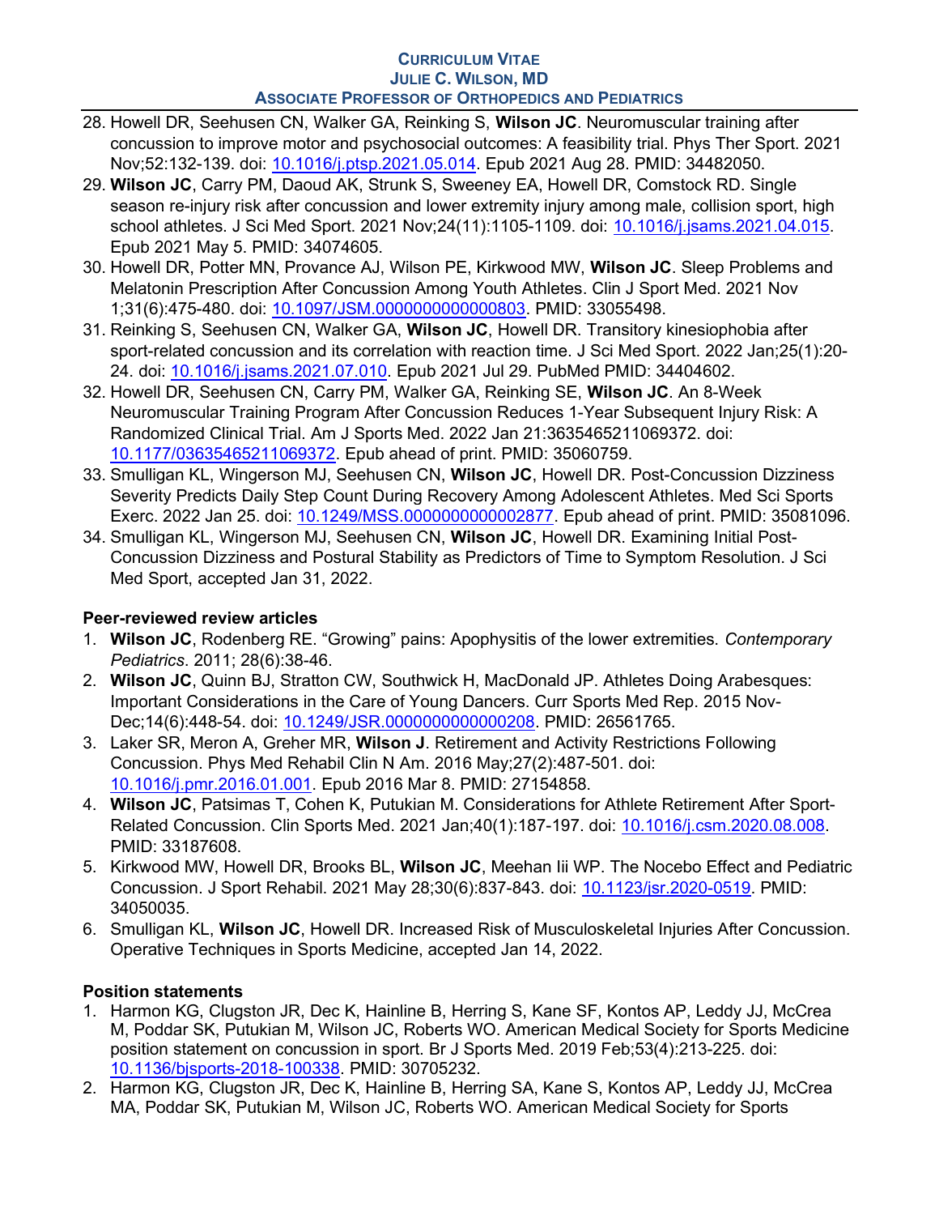28. Howell DR, Seehusen CN, Walker GA, Reinking S, **Wilson JC**. Neuromuscular training after concussion to improve motor and psychosocial outcomes: A feasibility trial. Phys Ther Sport. 2021 Nov;52:132-139. doi: 10.1016/j.ptsp.2021.05.014. Epub 2021 Aug 28. PMID: 34482050.
29. **Wilson JC**, Carry PM, Daoud AK, Strunk S, Sweeney EA, Howell DR, Comstock RD. Single season re-injury risk after concussion and lower extremity injury among male, collision sport, high school athletes. J Sci Med Sport. 2021 Nov;24(11):1105-1109. doi: 10.1016/j.jsams.2021.04.015. Epub 2021 May 5. PMID: 34074605.
30. Howell DR, Potter MN, Provance AJ, Wilson PE, Kirkwood MW, **Wilson JC**. Sleep Problems and Melatonin Prescription After Concussion Among Youth Athletes. Clin J Sport Med. 2021 Nov 1;31(6):475-480. doi: 10.1097/JSM.0000000000000803. PMID: 33055498.
31. Reinking S, Seehusen CN, Walker GA, **Wilson JC**, Howell DR. Transitory kinesiophobia after sport-related concussion and its correlation with reaction time. J Sci Med Sport. 2022 Jan;25(1):20-24. doi: 10.1016/j.jsams.2021.07.010. Epub 2021 Jul 29. PubMed PMID: 34404602.
32. Howell DR, Seehusen CN, Carry PM, Walker GA, Reinking SE, **Wilson JC**. An 8-Week Neuromuscular Training Program After Concussion Reduces 1-Year Subsequent Injury Risk: A Randomized Clinical Trial. Am J Sports Med. 2022 Jan 21:3635465211069372. doi: 10.1177/03635465211069372. Epub ahead of print. PMID: 35060759.
33. Smulligan KL, Wingerson MJ, Seehusen CN, **Wilson JC**, Howell DR. Post-Concussion Dizziness Severity Predicts Daily Step Count During Recovery Among Adolescent Athletes. Med Sci Sports Exerc. 2022 Jan 25. doi: 10.1249/MSS.0000000000002877. Epub ahead of print. PMID: 35081096.
34. Smulligan KL, Wingerson MJ, Seehusen CN, **Wilson JC**, Howell DR. Examining Initial Post-Concussion Dizziness and Postural Stability as Predictors of Time to Symptom Resolution. J Sci Med Sport, accepted Jan 31, 2022.

**Peer-reviewed review articles**

1. **Wilson JC**, Rodenberg RE. "Growing" pains: Apophysitis of the lower extremities. *Contemporary Pediatrics*. 2011; 28(6):38-46.
2. **Wilson JC**, Quinn BJ, Stratton CW, Southwick H, MacDonald JP. Athletes Doing Arabesques: Important Considerations in the Care of Young Dancers. Curr Sports Med Rep. 2015 Nov-Dec;14(6):448-54. doi: 10.1249/JSR.0000000000000208. PMID: 26561765.
3. Laker SR, Meron A, Greher MR, **Wilson J**. Retirement and Activity Restrictions Following Concussion. Phys Med Rehabil Clin N Am. 2016 May;27(2):487-501. doi: 10.1016/j.pmr.2016.01.001. Epub 2016 Mar 8. PMID: 27154858.
4. **Wilson JC**, Patsimas T, Cohen K, Putukian M. Considerations for Athlete Retirement After Sport-Related Concussion. Clin Sports Med. 2021 Jan;40(1):187-197. doi: 10.1016/j.csm.2020.08.008. PMID: 33187608.
5. Kirkwood MW, Howell DR, Brooks BL, **Wilson JC**, Meehan Iii WP. The Nocebo Effect and Pediatric Concussion. J Sport Rehabil. 2021 May 28;30(6):837-843. doi: 10.1123/jsr.2020-0519. PMID: 34050035.
6. Smulligan KL, **Wilson JC**, Howell DR. Increased Risk of Musculoskeletal Injuries After Concussion. Operative Techniques in Sports Medicine, accepted Jan 14, 2022.

**Position statements**

1. Harmon KG, Clugston JR, Dec K, Hainline B, Herring S, Kane SF, Kontos AP, Leddy JJ, McCrea M, Poddar SK, Putukian M, Wilson JC, Roberts WO. American Medical Society for Sports Medicine position statement on concussion in sport. Br J Sports Med. 2019 Feb;53(4):213-225. doi: 10.1136/bjsports-2018-100338. PMID: 30705232.
2. Harmon KG, Clugston JR, Dec K, Hainline B, Herring SA, Kane S, Kontos AP, Leddy JJ, McCrea MA, Poddar SK, Putukian M, Wilson JC, Roberts WO. American Medical Society for Sports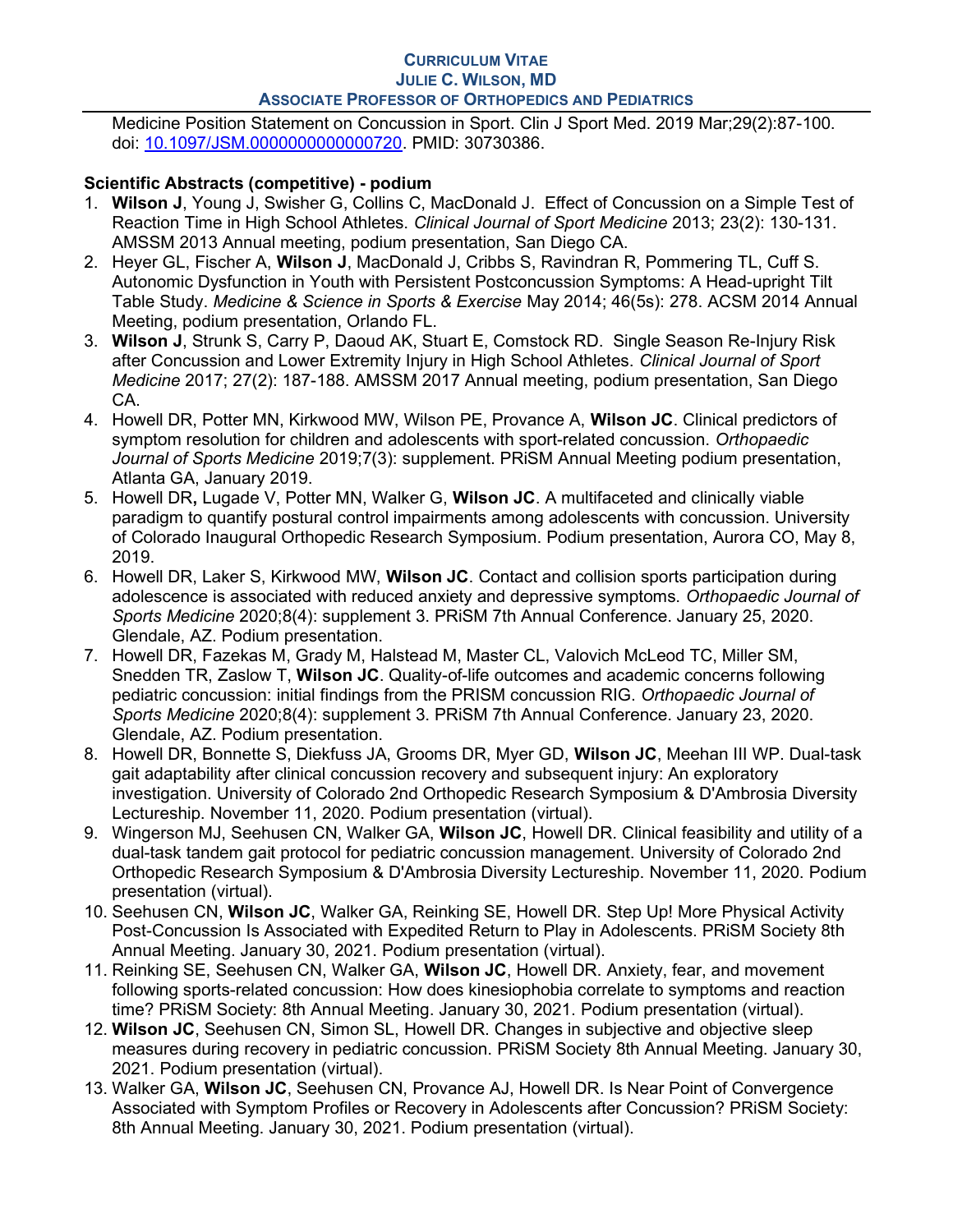Medicine Position Statement on Concussion in Sport. Clin J Sport Med. 2019 Mar;29(2):87-100. doi: [10.1097/JSM.0000000000000720](https://doi.org/10.1097/JSM.0000000000000720). PMID: 30730386.

**Scientific Abstracts (competitive) - podium**

1. **Wilson J**, Young J, Swisher G, Collins C, MacDonald J. Effect of Concussion on a Simple Test of Reaction Time in High School Athletes. *Clinical Journal of Sport Medicine* 2013; 23(2): 130-131. AMSSM 2013 Annual meeting, podium presentation, San Diego CA.
2. Heyer GL, Fischer A, **Wilson J**, MacDonald J, Cribbs S, Ravindran R, Pommering TL, Cuff S. Autonomic Dysfunction in Youth with Persistent Postconcussion Symptoms: A Head-upright Tilt Table Study. *Medicine & Science in Sports & Exercise* May 2014; 46(5s): 278. ACSM 2014 Annual Meeting, podium presentation, Orlando FL.
3. **Wilson J**, Strunk S, Carry P, Daoud AK, Stuart E, Comstock RD. Single Season Re-Injury Risk after Concussion and Lower Extremity Injury in High School Athletes. *Clinical Journal of Sport Medicine* 2017; 27(2): 187-188. AMSSM 2017 Annual meeting, podium presentation, San Diego CA.
4. Howell DR, Potter MN, Kirkwood MW, Wilson PE, Provance A, **Wilson JC**. Clinical predictors of symptom resolution for children and adolescents with sport-related concussion. *Orthopaedic Journal of Sports Medicine* 2019;7(3): supplement. PRiSM Annual Meeting podium presentation, Atlanta GA, January 2019.
5. Howell DR**,** Lugade V, Potter MN, Walker G, **Wilson JC**. A multifaceted and clinically viable paradigm to quantify postural control impairments among adolescents with concussion. University of Colorado Inaugural Orthopedic Research Symposium. Podium presentation, Aurora CO, May 8, 2019.
6. Howell DR, Laker S, Kirkwood MW, **Wilson JC**. Contact and collision sports participation during adolescence is associated with reduced anxiety and depressive symptoms. *Orthopaedic Journal of Sports Medicine* 2020;8(4): supplement 3. PRiSM 7th Annual Conference. January 25, 2020. Glendale, AZ. Podium presentation.
7. Howell DR, Fazekas M, Grady M, Halstead M, Master CL, Valovich McLeod TC, Miller SM, Snedden TR, Zaslow T, **Wilson JC**. Quality-of-life outcomes and academic concerns following pediatric concussion: initial findings from the PRISM concussion RIG. *Orthopaedic Journal of Sports Medicine* 2020;8(4): supplement 3. PRiSM 7th Annual Conference. January 23, 2020. Glendale, AZ. Podium presentation.
8. Howell DR, Bonnette S, Diekfuss JA, Grooms DR, Myer GD, **Wilson JC**, Meehan III WP. Dual-task gait adaptability after clinical concussion recovery and subsequent injury: An exploratory investigation. University of Colorado 2nd Orthopedic Research Symposium & D'Ambrosia Diversity Lectureship. November 11, 2020. Podium presentation (virtual).
9. Wingerson MJ, Seehusen CN, Walker GA, **Wilson JC**, Howell DR. Clinical feasibility and utility of a dual-task tandem gait protocol for pediatric concussion management. University of Colorado 2nd Orthopedic Research Symposium & D'Ambrosia Diversity Lectureship. November 11, 2020. Podium presentation (virtual).
10. Seehusen CN, **Wilson JC**, Walker GA, Reinking SE, Howell DR. Step Up! More Physical Activity Post-Concussion Is Associated with Expedited Return to Play in Adolescents. PRiSM Society 8th Annual Meeting. January 30, 2021. Podium presentation (virtual).
11. Reinking SE, Seehusen CN, Walker GA, **Wilson JC**, Howell DR. Anxiety, fear, and movement following sports-related concussion: How does kinesiophobia correlate to symptoms and reaction time? PRiSM Society: 8th Annual Meeting. January 30, 2021. Podium presentation (virtual).
12. **Wilson JC**, Seehusen CN, Simon SL, Howell DR. Changes in subjective and objective sleep measures during recovery in pediatric concussion. PRiSM Society 8th Annual Meeting. January 30, 2021. Podium presentation (virtual).
13. Walker GA, **Wilson JC**, Seehusen CN, Provance AJ, Howell DR. Is Near Point of Convergence Associated with Symptom Profiles or Recovery in Adolescents after Concussion? PRiSM Society: 8th Annual Meeting. January 30, 2021. Podium presentation (virtual).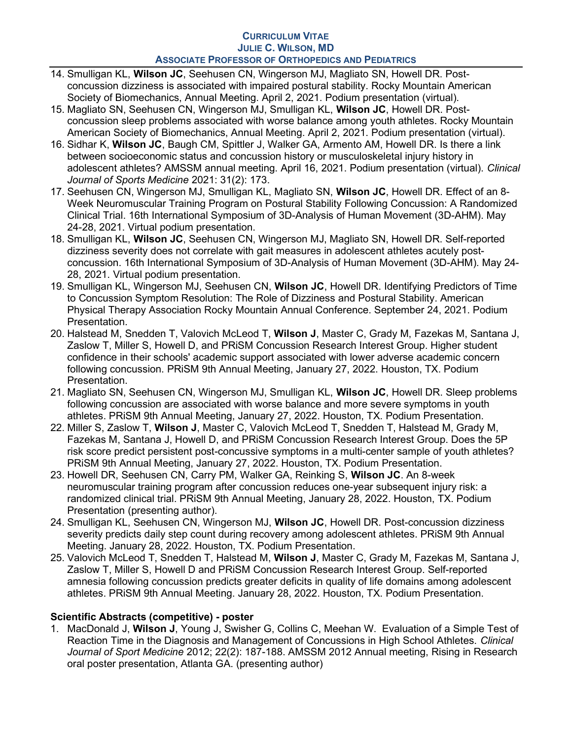14. Smulligan KL, **Wilson JC**, Seehusen CN, Wingerson MJ, Magliato SN, Howell DR. Post-concussion dizziness is associated with impaired postural stability. Rocky Mountain American Society of Biomechanics, Annual Meeting. April 2, 2021. Podium presentation (virtual).
15. Magliato SN, Seehusen CN, Wingerson MJ, Smulligan KL, **Wilson JC**, Howell DR. Post-concussion sleep problems associated with worse balance among youth athletes. Rocky Mountain American Society of Biomechanics, Annual Meeting. April 2, 2021. Podium presentation (virtual).
16. Sidhar K, **Wilson JC**, Baugh CM, Spittler J, Walker GA, Armento AM, Howell DR. Is there a link between socioeconomic status and concussion history or musculoskeletal injury history in adolescent athletes? AMSSM annual meeting. April 16, 2021. Podium presentation (virtual). *Clinical Journal of Sports Medicine* 2021: 31(2): 173.
17. Seehusen CN, Wingerson MJ, Smulligan KL, Magliato SN, **Wilson JC**, Howell DR. Effect of an 8-Week Neuromuscular Training Program on Postural Stability Following Concussion: A Randomized Clinical Trial. 16th International Symposium of 3D-Analysis of Human Movement (3D-AHM). May 24-28, 2021. Virtual podium presentation.
18. Smulligan KL, **Wilson JC**, Seehusen CN, Wingerson MJ, Magliato SN, Howell DR. Self-reported dizziness severity does not correlate with gait measures in adolescent athletes acutely post-concussion. 16th International Symposium of 3D-Analysis of Human Movement (3D-AHM). May 24-28, 2021. Virtual podium presentation.
19. Smulligan KL, Wingerson MJ, Seehusen CN, **Wilson JC**, Howell DR. Identifying Predictors of Time to Concussion Symptom Resolution: The Role of Dizziness and Postural Stability. American Physical Therapy Association Rocky Mountain Annual Conference. September 24, 2021. Podium Presentation.
20. Halstead M, Snedden T, Valovich McLeod T, **Wilson J**, Master C, Grady M, Fazekas M, Santana J, Zaslow T, Miller S, Howell D, and PRiSM Concussion Research Interest Group. Higher student confidence in their schools' academic support associated with lower adverse academic concern following concussion. PRiSM 9th Annual Meeting, January 27, 2022. Houston, TX. Podium Presentation.
21. Magliato SN, Seehusen CN, Wingerson MJ, Smulligan KL, **Wilson JC**, Howell DR. Sleep problems following concussion are associated with worse balance and more severe symptoms in youth athletes. PRiSM 9th Annual Meeting, January 27, 2022. Houston, TX. Podium Presentation.
22. Miller S, Zaslow T, **Wilson J**, Master C, Valovich McLeod T, Snedden T, Halstead M, Grady M, Fazekas M, Santana J, Howell D, and PRiSM Concussion Research Interest Group. Does the 5P risk score predict persistent post-concussive symptoms in a multi-center sample of youth athletes? PRiSM 9th Annual Meeting, January 27, 2022. Houston, TX. Podium Presentation.
23. Howell DR, Seehusen CN, Carry PM, Walker GA, Reinking S, **Wilson JC**. An 8-week neuromuscular training program after concussion reduces one-year subsequent injury risk: a randomized clinical trial. PRiSM 9th Annual Meeting, January 28, 2022. Houston, TX. Podium Presentation (presenting author).
24. Smulligan KL, Seehusen CN, Wingerson MJ, **Wilson JC**, Howell DR. Post-concussion dizziness severity predicts daily step count during recovery among adolescent athletes. PRiSM 9th Annual Meeting. January 28, 2022. Houston, TX. Podium Presentation.
25. Valovich McLeod T, Snedden T, Halstead M, **Wilson J**, Master C, Grady M, Fazekas M, Santana J, Zaslow T, Miller S, Howell D and PRiSM Concussion Research Interest Group. Self-reported amnesia following concussion predicts greater deficits in quality of life domains among adolescent athletes. PRiSM 9th Annual Meeting. January 28, 2022. Houston, TX. Podium Presentation.

**Scientific Abstracts (competitive) - poster**

1. MacDonald J, **Wilson J**, Young J, Swisher G, Collins C, Meehan W. Evaluation of a Simple Test of Reaction Time in the Diagnosis and Management of Concussions in High School Athletes. *Clinical Journal of Sport Medicine* 2012; 22(2): 187-188. AMSSM 2012 Annual meeting, Rising in Research oral poster presentation, Atlanta GA. (presenting author)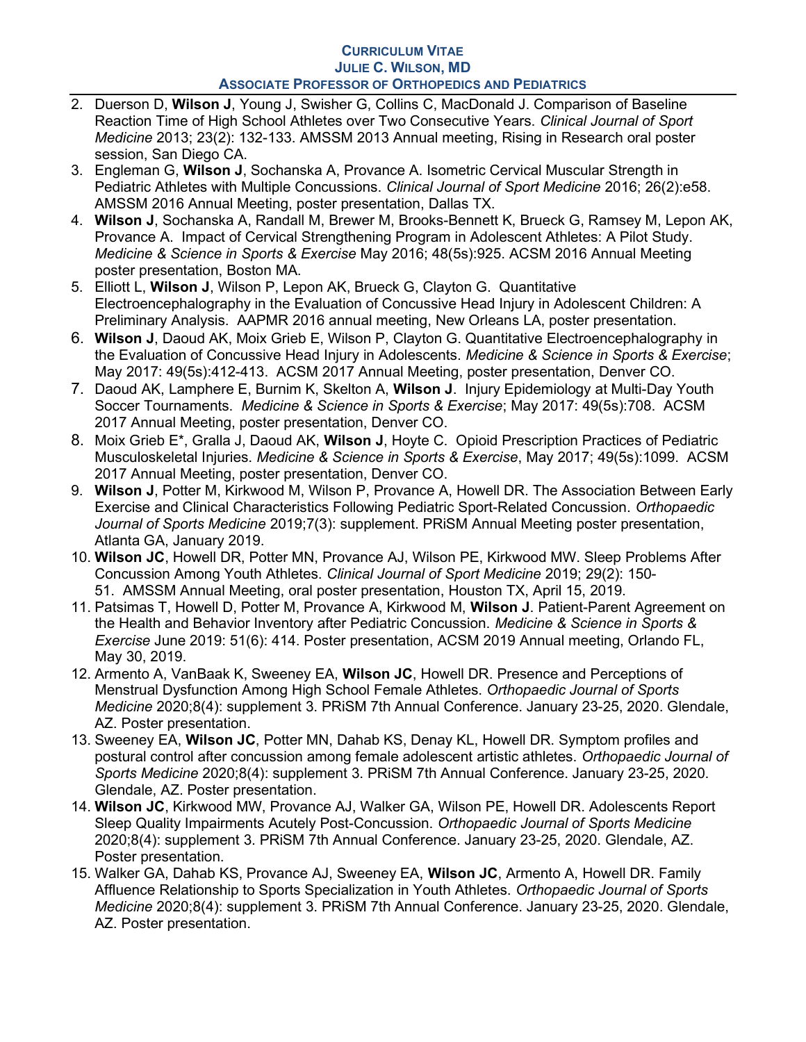2. Duerson D, **Wilson J**, Young J, Swisher G, Collins C, MacDonald J. Comparison of Baseline Reaction Time of High School Athletes over Two Consecutive Years. *Clinical Journal of Sport Medicine* 2013; 23(2): 132-133. AMSSM 2013 Annual meeting, Rising in Research oral poster session, San Diego CA.
3. Engleman G, **Wilson J**, Sochanska A, Provance A. Isometric Cervical Muscular Strength in Pediatric Athletes with Multiple Concussions. *Clinical Journal of Sport Medicine* 2016; 26(2):e58. AMSSM 2016 Annual Meeting, poster presentation, Dallas TX.
4. **Wilson J**, Sochanska A, Randall M, Brewer M, Brooks-Bennett K, Brueck G, Ramsey M, Lepon AK, Provance A. Impact of Cervical Strengthening Program in Adolescent Athletes: A Pilot Study. *Medicine & Science in Sports & Exercise* May 2016; 48(5s):925. ACSM 2016 Annual Meeting poster presentation, Boston MA.
5. Elliott L, **Wilson J**, Wilson P, Lepon AK, Brueck G, Clayton G. Quantitative Electroencephalography in the Evaluation of Concussive Head Injury in Adolescent Children: A Preliminary Analysis. AAPMR 2016 annual meeting, New Orleans LA, poster presentation.
6. **Wilson J**, Daoud AK, Moix Grieb E, Wilson P, Clayton G. Quantitative Electroencephalography in the Evaluation of Concussive Head Injury in Adolescents. *Medicine & Science in Sports & Exercise*; May 2017: 49(5s):412-413. ACSM 2017 Annual Meeting, poster presentation, Denver CO.
7. Daoud AK, Lamphere E, Burnim K, Skelton A, **Wilson J**. Injury Epidemiology at Multi-Day Youth Soccer Tournaments. *Medicine & Science in Sports & Exercise*; May 2017: 49(5s):708. ACSM 2017 Annual Meeting, poster presentation, Denver CO.
8. Moix Grieb E*, Gralla J, Daoud AK, **Wilson J**, Hoyte C. Opioid Prescription Practices of Pediatric Musculoskeletal Injuries. *Medicine & Science in Sports & Exercise*, May 2017; 49(5s):1099. ACSM 2017 Annual Meeting, poster presentation, Denver CO.
9. **Wilson J**, Potter M, Kirkwood M, Wilson P, Provance A, Howell DR. The Association Between Early Exercise and Clinical Characteristics Following Pediatric Sport-Related Concussion. *Orthopaedic Journal of Sports Medicine* 2019;7(3): supplement. PRiSM Annual Meeting poster presentation, Atlanta GA, January 2019.
10. **Wilson JC**, Howell DR, Potter MN, Provance AJ, Wilson PE, Kirkwood MW. Sleep Problems After Concussion Among Youth Athletes. *Clinical Journal of Sport Medicine* 2019; 29(2): 150-51. AMSSM Annual Meeting, oral poster presentation, Houston TX, April 15, 2019.
11. Patsimas T, Howell D, Potter M, Provance A, Kirkwood M, **Wilson J**. Patient-Parent Agreement on the Health and Behavior Inventory after Pediatric Concussion. *Medicine & Science in Sports & Exercise* June 2019: 51(6): 414. Poster presentation, ACSM 2019 Annual meeting, Orlando FL, May 30, 2019.
12. Armento A, VanBaak K, Sweeney EA, **Wilson JC**, Howell DR. Presence and Perceptions of Menstrual Dysfunction Among High School Female Athletes. *Orthopaedic Journal of Sports Medicine* 2020;8(4): supplement 3. PRiSM 7th Annual Conference. January 23-25, 2020. Glendale, AZ. Poster presentation.
13. Sweeney EA, **Wilson JC**, Potter MN, Dahab KS, Denay KL, Howell DR. Symptom profiles and postural control after concussion among female adolescent artistic athletes. *Orthopaedic Journal of Sports Medicine* 2020;8(4): supplement 3. PRiSM 7th Annual Conference. January 23-25, 2020. Glendale, AZ. Poster presentation.
14. **Wilson JC**, Kirkwood MW, Provance AJ, Walker GA, Wilson PE, Howell DR. Adolescents Report Sleep Quality Impairments Acutely Post-Concussion. *Orthopaedic Journal of Sports Medicine* 2020;8(4): supplement 3. PRiSM 7th Annual Conference. January 23-25, 2020. Glendale, AZ. Poster presentation.
15. Walker GA, Dahab KS, Provance AJ, Sweeney EA, **Wilson JC**, Armento A, Howell DR. Family Affluence Relationship to Sports Specialization in Youth Athletes. *Orthopaedic Journal of Sports Medicine* 2020;8(4): supplement 3. PRiSM 7th Annual Conference. January 23-25, 2020. Glendale, AZ. Poster presentation.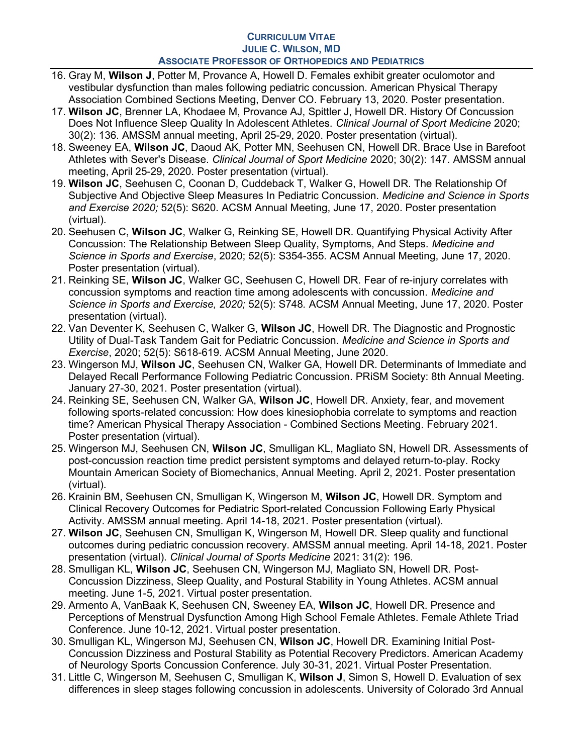16. Gray M, **Wilson J**, Potter M, Provance A, Howell D. Females exhibit greater oculomotor and vestibular dysfunction than males following pediatric concussion. American Physical Therapy Association Combined Sections Meeting, Denver CO. February 13, 2020. Poster presentation.
17. **Wilson JC**, Brenner LA, Khodaee M, Provance AJ, Spittler J, Howell DR. History Of Concussion Does Not Influence Sleep Quality In Adolescent Athletes. *Clinical Journal of Sport Medicine* 2020; 30(2): 136. AMSSM annual meeting, April 25-29, 2020. Poster presentation (virtual).
18. Sweeney EA, **Wilson JC**, Daoud AK, Potter MN, Seehusen CN, Howell DR. Brace Use in Barefoot Athletes with Sever's Disease. *Clinical Journal of Sport Medicine* 2020; 30(2): 147. AMSSM annual meeting, April 25-29, 2020. Poster presentation (virtual).
19. **Wilson JC**, Seehusen C, Coonan D, Cuddeback T, Walker G, Howell DR. The Relationship Of Subjective And Objective Sleep Measures In Pediatric Concussion. *Medicine and Science in Sports and Exercise 2020;* 52(5): S620. ACSM Annual Meeting, June 17, 2020. Poster presentation (virtual).
20. Seehusen C, **Wilson JC**, Walker G, Reinking SE, Howell DR. Quantifying Physical Activity After Concussion: The Relationship Between Sleep Quality, Symptoms, And Steps. *Medicine and Science in Sports and Exercise*, 2020; 52(5): S354-355. ACSM Annual Meeting, June 17, 2020. Poster presentation (virtual).
21. Reinking SE, **Wilson JC**, Walker GC, Seehusen C, Howell DR. Fear of re-injury correlates with concussion symptoms and reaction time among adolescents with concussion. *Medicine and Science in Sports and Exercise, 2020;* 52(5): S748*.* ACSM Annual Meeting, June 17, 2020. Poster presentation (virtual).
22. Van Deventer K, Seehusen C, Walker G, **Wilson JC**, Howell DR. The Diagnostic and Prognostic Utility of Dual-Task Tandem Gait for Pediatric Concussion. *Medicine and Science in Sports and Exercise*, 2020; 52(5): S618-619. ACSM Annual Meeting, June 2020.
23. Wingerson MJ, **Wilson JC**, Seehusen CN, Walker GA, Howell DR. Determinants of Immediate and Delayed Recall Performance Following Pediatric Concussion. PRiSM Society: 8th Annual Meeting. January 27-30, 2021. Poster presentation (virtual).
24. Reinking SE, Seehusen CN, Walker GA, **Wilson JC**, Howell DR. Anxiety, fear, and movement following sports-related concussion: How does kinesiophobia correlate to symptoms and reaction time? American Physical Therapy Association - Combined Sections Meeting. February 2021. Poster presentation (virtual).
25. Wingerson MJ, Seehusen CN, **Wilson JC**, Smulligan KL, Magliato SN, Howell DR. Assessments of post-concussion reaction time predict persistent symptoms and delayed return-to-play. Rocky Mountain American Society of Biomechanics, Annual Meeting. April 2, 2021. Poster presentation (virtual).
26. Krainin BM, Seehusen CN, Smulligan K, Wingerson M, **Wilson JC**, Howell DR. Symptom and Clinical Recovery Outcomes for Pediatric Sport-related Concussion Following Early Physical Activity. AMSSM annual meeting. April 14-18, 2021. Poster presentation (virtual).
27. **Wilson JC**, Seehusen CN, Smulligan K, Wingerson M, Howell DR. Sleep quality and functional outcomes during pediatric concussion recovery. AMSSM annual meeting. April 14-18, 2021. Poster presentation (virtual). *Clinical Journal of Sports Medicine* 2021: 31(2): 196.
28. Smulligan KL, **Wilson JC**, Seehusen CN, Wingerson MJ, Magliato SN, Howell DR. Post-Concussion Dizziness, Sleep Quality, and Postural Stability in Young Athletes. ACSM annual meeting. June 1-5, 2021. Virtual poster presentation.
29. Armento A, VanBaak K, Seehusen CN, Sweeney EA, **Wilson JC**, Howell DR. Presence and Perceptions of Menstrual Dysfunction Among High School Female Athletes. Female Athlete Triad Conference. June 10-12, 2021. Virtual poster presentation.
30. Smulligan KL, Wingerson MJ, Seehusen CN, **Wilson JC**, Howell DR. Examining Initial Post-Concussion Dizziness and Postural Stability as Potential Recovery Predictors. American Academy of Neurology Sports Concussion Conference. July 30-31, 2021. Virtual Poster Presentation.
31. Little C, Wingerson M, Seehusen C, Smulligan K, **Wilson J**, Simon S, Howell D. Evaluation of sex differences in sleep stages following concussion in adolescents. University of Colorado 3rd Annual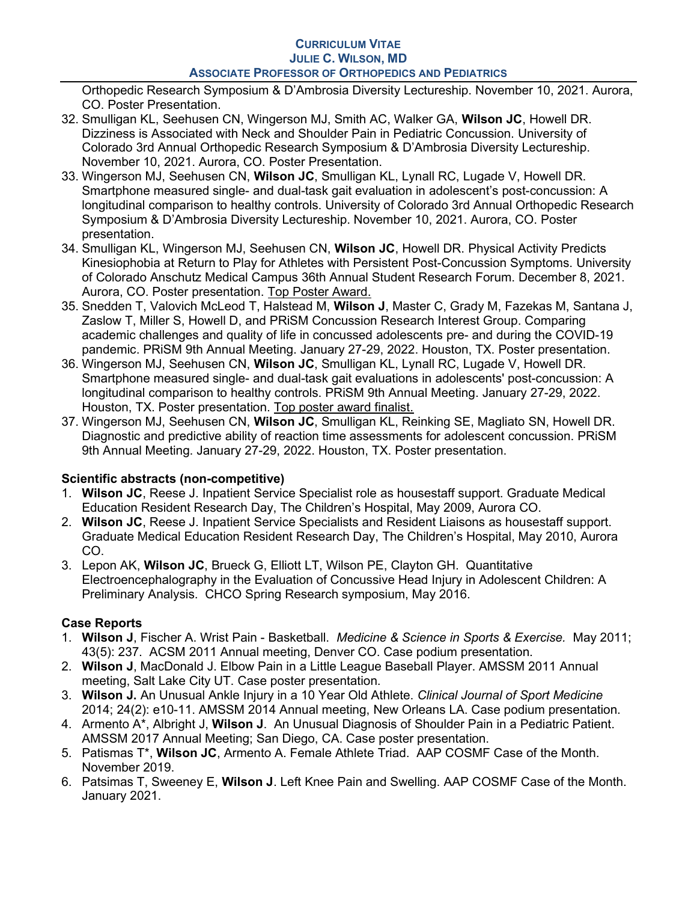Orthopedic Research Symposium & D'Ambrosia Diversity Lectureship. November 10, 2021. Aurora, CO. Poster Presentation.

32. Smulligan KL, Seehusen CN, Wingerson MJ, Smith AC, Walker GA, **Wilson JC**, Howell DR. Dizziness is Associated with Neck and Shoulder Pain in Pediatric Concussion. University of Colorado 3rd Annual Orthopedic Research Symposium & D'Ambrosia Diversity Lectureship. November 10, 2021. Aurora, CO. Poster Presentation.
33. Wingerson MJ, Seehusen CN, **Wilson JC**, Smulligan KL, Lynall RC, Lugade V, Howell DR. Smartphone measured single- and dual-task gait evaluation in adolescent's post-concussion: A longitudinal comparison to healthy controls. University of Colorado 3rd Annual Orthopedic Research Symposium & D'Ambrosia Diversity Lectureship. November 10, 2021. Aurora, CO. Poster presentation.
34. Smulligan KL, Wingerson MJ, Seehusen CN, **Wilson JC**, Howell DR. Physical Activity Predicts Kinesiophobia at Return to Play for Athletes with Persistent Post-Concussion Symptoms. University of Colorado Anschutz Medical Campus 36th Annual Student Research Forum. December 8, 2021. Aurora, CO. Poster presentation. <u>Top Poster Award.</u>
35. Snedden T, Valovich McLeod T, Halstead M, **Wilson J**, Master C, Grady M, Fazekas M, Santana J, Zaslow T, Miller S, Howell D, and PRiSM Concussion Research Interest Group. Comparing academic challenges and quality of life in concussed adolescents pre- and during the COVID-19 pandemic. PRiSM 9th Annual Meeting. January 27-29, 2022. Houston, TX. Poster presentation.
36. Wingerson MJ, Seehusen CN, **Wilson JC**, Smulligan KL, Lynall RC, Lugade V, Howell DR. Smartphone measured single- and dual-task gait evaluations in adolescents' post-concussion: A longitudinal comparison to healthy controls. PRiSM 9th Annual Meeting. January 27-29, 2022. Houston, TX. Poster presentation. <u>Top poster award finalist.</u>
37. Wingerson MJ, Seehusen CN, **Wilson JC**, Smulligan KL, Reinking SE, Magliato SN, Howell DR. Diagnostic and predictive ability of reaction time assessments for adolescent concussion. PRiSM 9th Annual Meeting. January 27-29, 2022. Houston, TX. Poster presentation.

### Scientific abstracts (non-competitive)

1. **Wilson JC**, Reese J. Inpatient Service Specialist role as housestaff support. Graduate Medical Education Resident Research Day, The Children's Hospital, May 2009, Aurora CO.
2. **Wilson JC**, Reese J. Inpatient Service Specialists and Resident Liaisons as housestaff support. Graduate Medical Education Resident Research Day, The Children's Hospital, May 2010, Aurora CO.
3. Lepon AK, **Wilson JC**, Brueck G, Elliott LT, Wilson PE, Clayton GH. Quantitative Electroencephalography in the Evaluation of Concussive Head Injury in Adolescent Children: A Preliminary Analysis. CHCO Spring Research symposium, May 2016.

### Case Reports

1. **Wilson J**, Fischer A. Wrist Pain - Basketball. *Medicine & Science in Sports & Exercise.* May 2011; 43(5): 237. ACSM 2011 Annual meeting, Denver CO. Case podium presentation.
2. **Wilson J**, MacDonald J. Elbow Pain in a Little League Baseball Player. AMSSM 2011 Annual meeting, Salt Lake City UT. Case poster presentation.
3. **Wilson J.** An Unusual Ankle Injury in a 10 Year Old Athlete. *Clinical Journal of Sport Medicine* 2014; 24(2): e10-11. AMSSM 2014 Annual meeting, New Orleans LA. Case podium presentation.
4. Armento A*, Albright J, **Wilson J**. An Unusual Diagnosis of Shoulder Pain in a Pediatric Patient. AMSSM 2017 Annual Meeting; San Diego, CA. Case poster presentation.
5. Patismas T*, **Wilson JC**, Armento A. Female Athlete Triad. AAP COSMF Case of the Month. November 2019.
6. Patsimas T, Sweeney E, **Wilson J**. Left Knee Pain and Swelling. AAP COSMF Case of the Month. January 2021.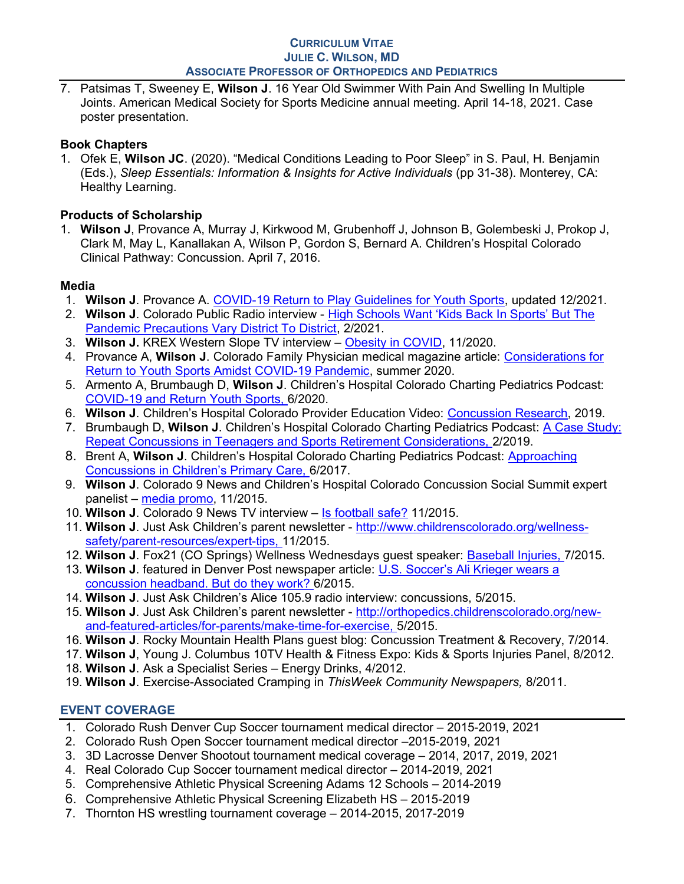7. Patsimas T, Sweeney E, **Wilson J**. 16 Year Old Swimmer With Pain And Swelling In Multiple Joints. American Medical Society for Sports Medicine annual meeting. April 14-18, 2021. Case poster presentation.

### Book Chapters

1. Ofek E, **Wilson JC**. (2020). "Medical Conditions Leading to Poor Sleep" in S. Paul, H. Benjamin (Eds.), *Sleep Essentials: Information & Insights for Active Individuals* (pp 31-38). Monterey, CA: Healthy Learning.

### Products of Scholarship

1. **Wilson J**, Provance A, Murray J, Kirkwood M, Grubenhoff J, Johnson B, Golembeski J, Prokop J, Clark M, May L, Kanallakan A, Wilson P, Gordon S, Bernard A. Children's Hospital Colorado Clinical Pathway: Concussion. April 7, 2016.

### Media

1. **Wilson J**. Provance A. COVID-19 Return to Play Guidelines for Youth Sports, updated 12/2021.
2. **Wilson J**. Colorado Public Radio interview - High Schools Want 'Kids Back In Sports' But The Pandemic Precautions Vary District To District, 2/2021.
3. **Wilson J.** KREX Western Slope TV interview – Obesity in COVID, 11/2020.
4. Provance A, **Wilson J**. Colorado Family Physician medical magazine article: Considerations for Return to Youth Sports Amidst COVID-19 Pandemic, summer 2020.
5. Armento A, Brumbaugh D, **Wilson J**. Children's Hospital Colorado Charting Pediatrics Podcast: COVID-19 and Return Youth Sports, 6/2020.
6. **Wilson J**. Children's Hospital Colorado Provider Education Video: Concussion Research, 2019.
7. Brumbaugh D, **Wilson J**. Children's Hospital Colorado Charting Pediatrics Podcast: A Case Study: Repeat Concussions in Teenagers and Sports Retirement Considerations, 2/2019.
8. Brent A, **Wilson J**. Children's Hospital Colorado Charting Pediatrics Podcast: Approaching Concussions in Children's Primary Care, 6/2017.
9. **Wilson J**. Colorado 9 News and Children's Hospital Colorado Concussion Social Summit expert panelist – media promo, 11/2015.
10. **Wilson J**. Colorado 9 News TV interview – Is football safe? 11/2015.
11. **Wilson J**. Just Ask Children's parent newsletter - http://www.childrenscolorado.org/wellness-safety/parent-resources/expert-tips, 11/2015.
12. **Wilson J**. Fox21 (CO Springs) Wellness Wednesdays guest speaker: Baseball Injuries, 7/2015.
13. **Wilson J**. featured in Denver Post newspaper article: U.S. Soccer's Ali Krieger wears a concussion headband. But do they work? 6/2015.
14. **Wilson J**. Just Ask Children's Alice 105.9 radio interview: concussions, 5/2015.
15. **Wilson J**. Just Ask Children's parent newsletter - http://orthopedics.childrenscolorado.org/new-and-featured-articles/for-parents/make-time-for-exercise, 5/2015.
16. **Wilson J**. Rocky Mountain Health Plans guest blog: Concussion Treatment & Recovery, 7/2014.
17. **Wilson J**, Young J. Columbus 10TV Health & Fitness Expo: Kids & Sports Injuries Panel, 8/2012.
18. **Wilson J**. Ask a Specialist Series – Energy Drinks, 4/2012.
19. **Wilson J**. Exercise-Associated Cramping in *ThisWeek Community Newspapers,* 8/2011.

## EVENT COVERAGE

1. Colorado Rush Denver Cup Soccer tournament medical director – 2015-2019, 2021
2. Colorado Rush Open Soccer tournament medical director –2015-2019, 2021
3. 3D Lacrosse Denver Shootout tournament medical coverage – 2014, 2017, 2019, 2021
4. Real Colorado Cup Soccer tournament medical director – 2014-2019, 2021
5. Comprehensive Athletic Physical Screening Adams 12 Schools – 2014-2019
6. Comprehensive Athletic Physical Screening Elizabeth HS – 2015-2019
7. Thornton HS wrestling tournament coverage – 2014-2015, 2017-2019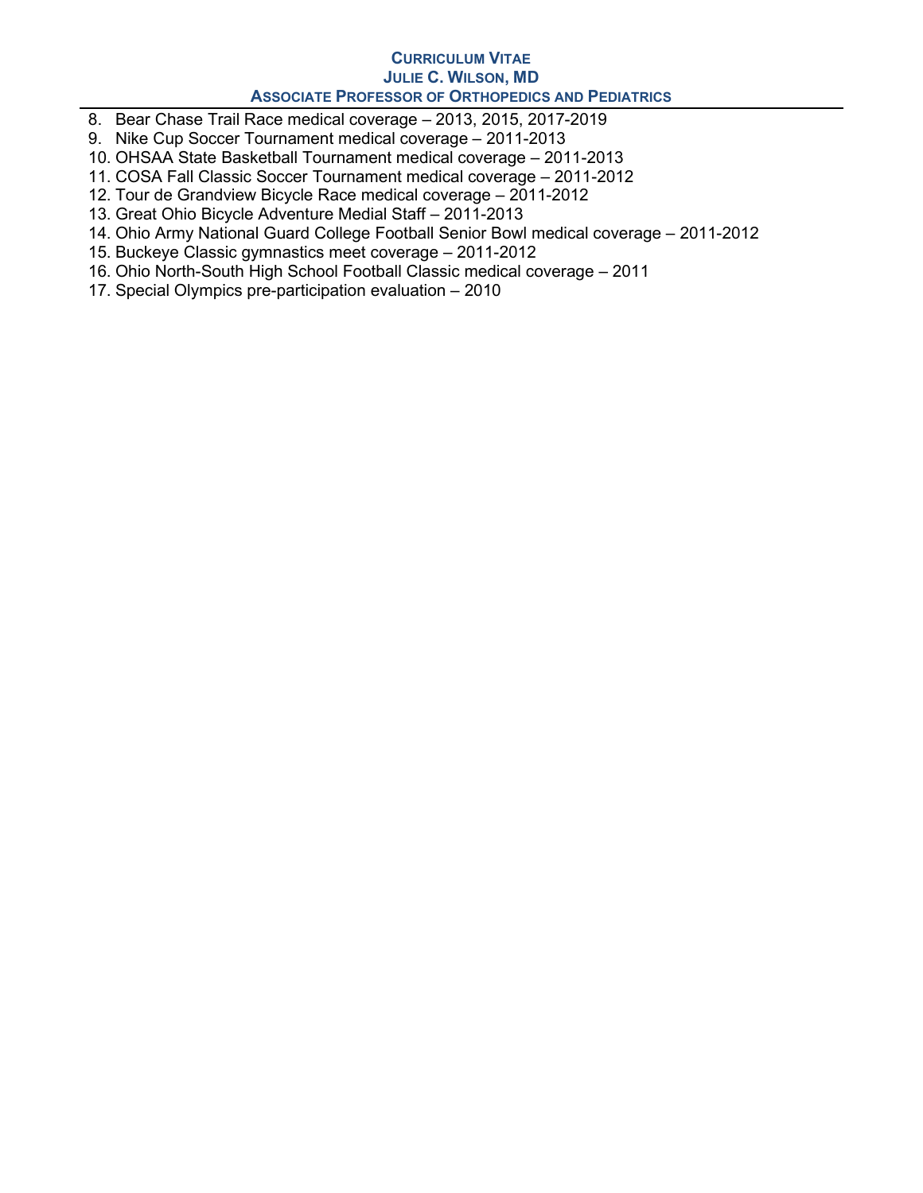8. Bear Chase Trail Race medical coverage – 2013, 2015, 2017-2019
9. Nike Cup Soccer Tournament medical coverage – 2011-2013
10. OHSAA State Basketball Tournament medical coverage – 2011-2013
11. COSA Fall Classic Soccer Tournament medical coverage – 2011-2012
12. Tour de Grandview Bicycle Race medical coverage – 2011-2012
13. Great Ohio Bicycle Adventure Medial Staff – 2011-2013
14. Ohio Army National Guard College Football Senior Bowl medical coverage – 2011-2012
15. Buckeye Classic gymnastics meet coverage – 2011-2012
16. Ohio North-South High School Football Classic medical coverage – 2011
17. Special Olympics pre-participation evaluation – 2010